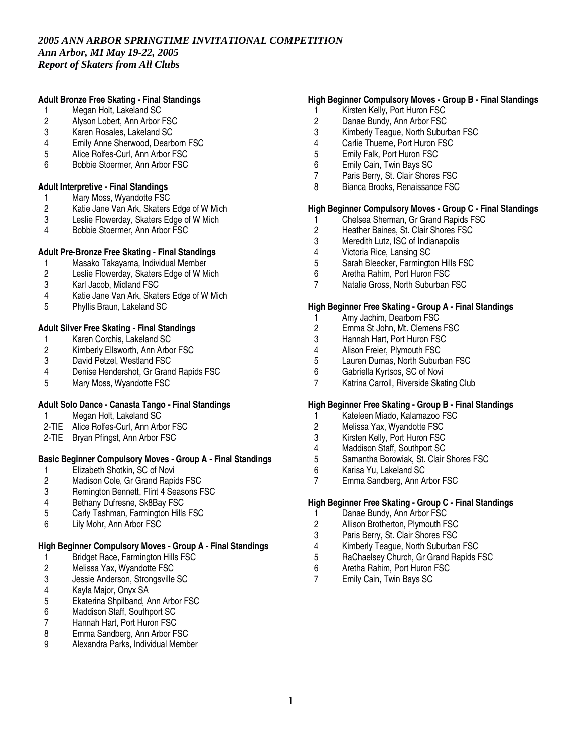*2005 ANN ARBOR SPRINGTIME INVITATIONAL COMPETITION*
*Ann Arbor, MI May 19-22, 2005*
*Report of Skaters from All Clubs*

**Adult Bronze Free Skating - Final Standings**

1 Megan Holt, Lakeland SC
2 Alyson Lobert, Ann Arbor FSC
3 Karen Rosales, Lakeland SC
4 Emily Anne Sherwood, Dearborn FSC
5 Alice Rolfes-Curl, Ann Arbor FSC
6 Bobbie Stoermer, Ann Arbor FSC

**Adult Interpretive - Final Standings**

1 Mary Moss, Wyandotte FSC
2 Katie Jane Van Ark, Skaters Edge of W Mich
3 Leslie Flowerday, Skaters Edge of W Mich
4 Bobbie Stoermer, Ann Arbor FSC

**Adult Pre-Bronze Free Skating - Final Standings**

1 Masako Takayama, Individual Member
2 Leslie Flowerday, Skaters Edge of W Mich
3 Karl Jacob, Midland FSC
4 Katie Jane Van Ark, Skaters Edge of W Mich
5 Phyllis Braun, Lakeland SC

**Adult Silver Free Skating - Final Standings**

1 Karen Corchis, Lakeland SC
2 Kimberly Ellsworth, Ann Arbor FSC
3 David Petzel, Westland FSC
4 Denise Hendershot, Gr Grand Rapids FSC
5 Mary Moss, Wyandotte FSC

**Adult Solo Dance - Canasta Tango - Final Standings**

1 Megan Holt, Lakeland SC
2-TIE Alice Rolfes-Curl, Ann Arbor FSC
2-TIE Bryan Pfingst, Ann Arbor FSC

**Basic Beginner Compulsory Moves - Group A - Final Standings**

1 Elizabeth Shotkin, SC of Novi
2 Madison Cole, Gr Grand Rapids FSC
3 Remington Bennett, Flint 4 Seasons FSC
4 Bethany Dufresne, Sk8Bay FSC
5 Carly Tashman, Farmington Hills FSC
6 Lily Mohr, Ann Arbor FSC

**High Beginner Compulsory Moves - Group A - Final Standings**

1 Bridget Race, Farmington Hills FSC
2 Melissa Yax, Wyandotte FSC
3 Jessie Anderson, Strongsville SC
4 Kayla Major, Onyx SA
5 Ekaterina Shpilband, Ann Arbor FSC
6 Maddison Staff, Southport SC
7 Hannah Hart, Port Huron FSC
8 Emma Sandberg, Ann Arbor FSC
9 Alexandra Parks, Individual Member

**High Beginner Compulsory Moves - Group B - Final Standings**

1 Kirsten Kelly, Port Huron FSC
2 Danae Bundy, Ann Arbor FSC
3 Kimberly Teague, North Suburban FSC
4 Carlie Thueme, Port Huron FSC
5 Emily Falk, Port Huron FSC
6 Emily Cain, Twin Bays SC
7 Paris Berry, St. Clair Shores FSC
8 Bianca Brooks, Renaissance FSC

**High Beginner Compulsory Moves - Group C - Final Standings**

1 Chelsea Sherman, Gr Grand Rapids FSC
2 Heather Baines, St. Clair Shores FSC
3 Meredith Lutz, ISC of Indianapolis
4 Victoria Rice, Lansing SC
5 Sarah Bleecker, Farmington Hills FSC
6 Aretha Rahim, Port Huron FSC
7 Natalie Gross, North Suburban FSC

**High Beginner Free Skating - Group A - Final Standings**

1 Amy Jachim, Dearborn FSC
2 Emma St John, Mt. Clemens FSC
3 Hannah Hart, Port Huron FSC
4 Alison Freier, Plymouth FSC
5 Lauren Dumas, North Suburban FSC
6 Gabriella Kyrtsos, SC of Novi
7 Katrina Carroll, Riverside Skating Club

**High Beginner Free Skating - Group B - Final Standings**

1 Kateleen Miado, Kalamazoo FSC
2 Melissa Yax, Wyandotte FSC
3 Kirsten Kelly, Port Huron FSC
4 Maddison Staff, Southport SC
5 Samantha Borowiak, St. Clair Shores FSC
6 Karisa Yu, Lakeland SC
7 Emma Sandberg, Ann Arbor FSC

**High Beginner Free Skating - Group C - Final Standings**

1 Danae Bundy, Ann Arbor FSC
2 Allison Brotherton, Plymouth FSC
3 Paris Berry, St. Clair Shores FSC
4 Kimberly Teague, North Suburban FSC
5 RaChaelsey Church, Gr Grand Rapids FSC
6 Aretha Rahim, Port Huron FSC
7 Emily Cain, Twin Bays SC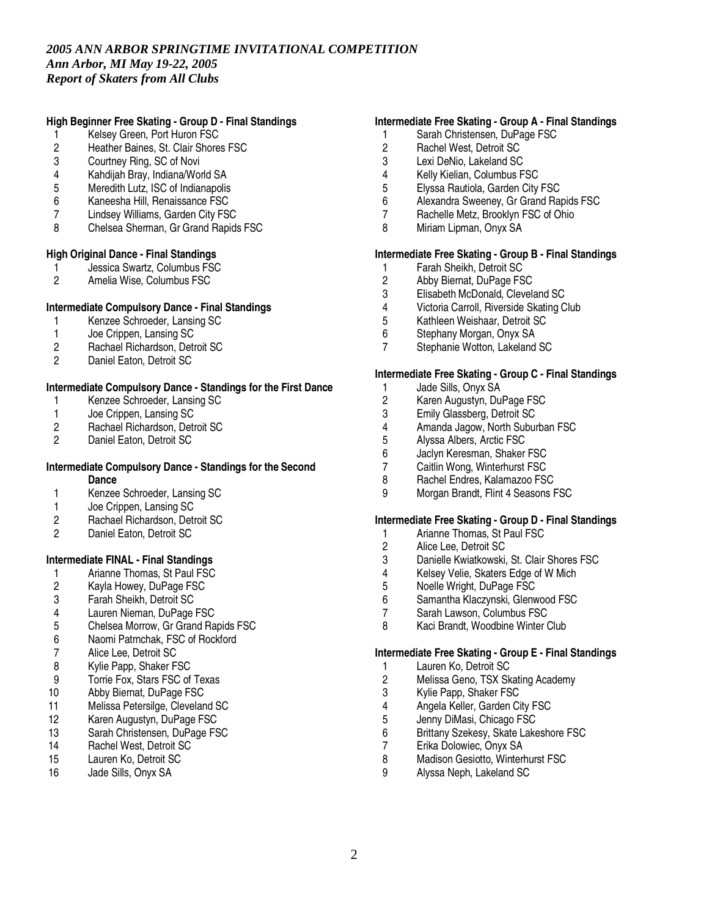*2005 ANN ARBOR SPRINGTIME INVITATIONAL COMPETITION*
*Ann Arbor, MI May 19-22, 2005*
*Report of Skaters from All Clubs*

**High Beginner Free Skating - Group D - Final Standings**

1 Kelsey Green, Port Huron FSC
2 Heather Baines, St. Clair Shores FSC
3 Courtney Ring, SC of Novi
4 Kahdijah Bray, Indiana/World SA
5 Meredith Lutz, ISC of Indianapolis
6 Kaneesha Hill, Renaissance FSC
7 Lindsey Williams, Garden City FSC
8 Chelsea Sherman, Gr Grand Rapids FSC

**High Original Dance - Final Standings**

1 Jessica Swartz, Columbus FSC
2 Amelia Wise, Columbus FSC

**Intermediate Compulsory Dance - Final Standings**

1 Kenzee Schroeder, Lansing SC
1 Joe Crippen, Lansing SC
2 Rachael Richardson, Detroit SC
2 Daniel Eaton, Detroit SC

**Intermediate Compulsory Dance - Standings for the First Dance**

1 Kenzee Schroeder, Lansing SC
1 Joe Crippen, Lansing SC
2 Rachael Richardson, Detroit SC
2 Daniel Eaton, Detroit SC

**Intermediate Compulsory Dance - Standings for the Second Dance**

1 Kenzee Schroeder, Lansing SC
1 Joe Crippen, Lansing SC
2 Rachael Richardson, Detroit SC
2 Daniel Eaton, Detroit SC

**Intermediate FINAL - Final Standings**

1 Arianne Thomas, St Paul FSC
2 Kayla Howey, DuPage FSC
3 Farah Sheikh, Detroit SC
4 Lauren Nieman, DuPage FSC
5 Chelsea Morrow, Gr Grand Rapids FSC
6 Naomi Patrnchak, FSC of Rockford
7 Alice Lee, Detroit SC
8 Kylie Papp, Shaker FSC
9 Torrie Fox, Stars FSC of Texas
10 Abby Biernat, DuPage FSC
11 Melissa Petersilge, Cleveland SC
12 Karen Augustyn, DuPage FSC
13 Sarah Christensen, DuPage FSC
14 Rachel West, Detroit SC
15 Lauren Ko, Detroit SC
16 Jade Sills, Onyx SA

**Intermediate Free Skating - Group A - Final Standings**

1 Sarah Christensen, DuPage FSC
2 Rachel West, Detroit SC
3 Lexi DeNio, Lakeland SC
4 Kelly Kielian, Columbus FSC
5 Elyssa Rautiola, Garden City FSC
6 Alexandra Sweeney, Gr Grand Rapids FSC
7 Rachelle Metz, Brooklyn FSC of Ohio
8 Miriam Lipman, Onyx SA

**Intermediate Free Skating - Group B - Final Standings**

1 Farah Sheikh, Detroit SC
2 Abby Biernat, DuPage FSC
3 Elisabeth McDonald, Cleveland SC
4 Victoria Carroll, Riverside Skating Club
5 Kathleen Weishaar, Detroit SC
6 Stephany Morgan, Onyx SA
7 Stephanie Wotton, Lakeland SC

**Intermediate Free Skating - Group C - Final Standings**

1 Jade Sills, Onyx SA
2 Karen Augustyn, DuPage FSC
3 Emily Glassberg, Detroit SC
4 Amanda Jagow, North Suburban FSC
5 Alyssa Albers, Arctic FSC
6 Jaclyn Keresman, Shaker FSC
7 Caitlin Wong, Winterhurst FSC
8 Rachel Endres, Kalamazoo FSC
9 Morgan Brandt, Flint 4 Seasons FSC

**Intermediate Free Skating - Group D - Final Standings**

1 Arianne Thomas, St Paul FSC
2 Alice Lee, Detroit SC
3 Danielle Kwiatkowski, St. Clair Shores FSC
4 Kelsey Velie, Skaters Edge of W Mich
5 Noelle Wright, DuPage FSC
6 Samantha Klaczynski, Glenwood FSC
7 Sarah Lawson, Columbus FSC
8 Kaci Brandt, Woodbine Winter Club

**Intermediate Free Skating - Group E - Final Standings**

1 Lauren Ko, Detroit SC
2 Melissa Geno, TSX Skating Academy
3 Kylie Papp, Shaker FSC
4 Angela Keller, Garden City FSC
5 Jenny DiMasi, Chicago FSC
6 Brittany Szekesy, Skate Lakeshore FSC
7 Erika Dolowiec, Onyx SA
8 Madison Gesiotto, Winterhurst FSC
9 Alyssa Neph, Lakeland SC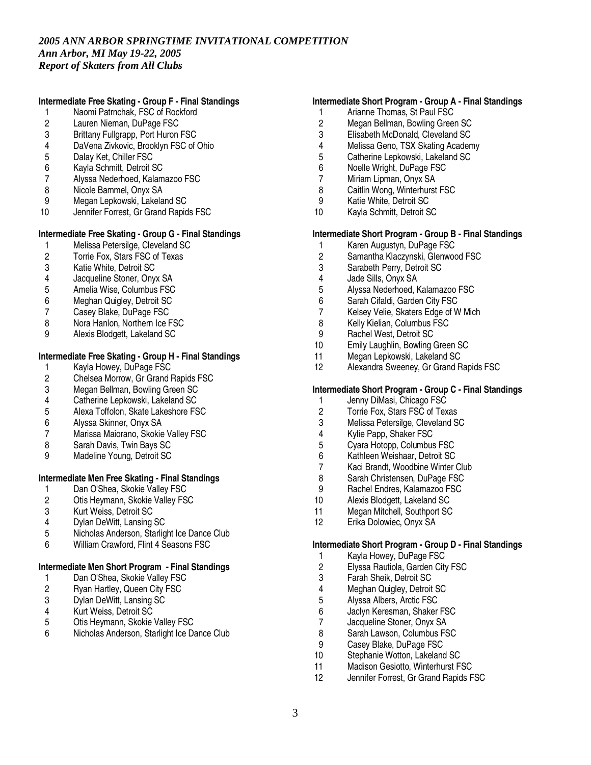*2005 ANN ARBOR SPRINGTIME INVITATIONAL COMPETITION*
*Ann Arbor, MI May 19-22, 2005*
*Report of Skaters from All Clubs*

**Intermediate Free Skating - Group F - Final Standings**

1 Naomi Patrnchak, FSC of Rockford
2 Lauren Nieman, DuPage FSC
3 Brittany Fullgrapp, Port Huron FSC
4 DaVena Zivkovic, Brooklyn FSC of Ohio
5 Dalay Ket, Chiller FSC
6 Kayla Schmitt, Detroit SC
7 Alyssa Nederhoed, Kalamazoo FSC
8 Nicole Bammel, Onyx SA
9 Megan Lepkowski, Lakeland SC
10 Jennifer Forrest, Gr Grand Rapids FSC

**Intermediate Free Skating - Group G - Final Standings**

1 Melissa Petersilge, Cleveland SC
2 Torrie Fox, Stars FSC of Texas
3 Katie White, Detroit SC
4 Jacqueline Stoner, Onyx SA
5 Amelia Wise, Columbus FSC
6 Meghan Quigley, Detroit SC
7 Casey Blake, DuPage FSC
8 Nora Hanlon, Northern Ice FSC
9 Alexis Blodgett, Lakeland SC

**Intermediate Free Skating - Group H - Final Standings**

1 Kayla Howey, DuPage FSC
2 Chelsea Morrow, Gr Grand Rapids FSC
3 Megan Bellman, Bowling Green SC
4 Catherine Lepkowski, Lakeland SC
5 Alexa Toffolon, Skate Lakeshore FSC
6 Alyssa Skinner, Onyx SA
7 Marissa Maiorano, Skokie Valley FSC
8 Sarah Davis, Twin Bays SC
9 Madeline Young, Detroit SC

**Intermediate Men Free Skating - Final Standings**

1 Dan O'Shea, Skokie Valley FSC
2 Otis Heymann, Skokie Valley FSC
3 Kurt Weiss, Detroit SC
4 Dylan DeWitt, Lansing SC
5 Nicholas Anderson, Starlight Ice Dance Club
6 William Crawford, Flint 4 Seasons FSC

**Intermediate Men Short Program - Final Standings**

1 Dan O'Shea, Skokie Valley FSC
2 Ryan Hartley, Queen City FSC
3 Dylan DeWitt, Lansing SC
4 Kurt Weiss, Detroit SC
5 Otis Heymann, Skokie Valley FSC
6 Nicholas Anderson, Starlight Ice Dance Club

**Intermediate Short Program - Group A - Final Standings**

1 Arianne Thomas, St Paul FSC
2 Megan Bellman, Bowling Green SC
3 Elisabeth McDonald, Cleveland SC
4 Melissa Geno, TSX Skating Academy
5 Catherine Lepkowski, Lakeland SC
6 Noelle Wright, DuPage FSC
7 Miriam Lipman, Onyx SA
8 Caitlin Wong, Winterhurst FSC
9 Katie White, Detroit SC
10 Kayla Schmitt, Detroit SC

**Intermediate Short Program - Group B - Final Standings**

1 Karen Augustyn, DuPage FSC
2 Samantha Klaczynski, Glenwood FSC
3 Sarabeth Perry, Detroit SC
4 Jade Sills, Onyx SA
5 Alyssa Nederhoed, Kalamazoo FSC
6 Sarah Cifaldi, Garden City FSC
7 Kelsey Velie, Skaters Edge of W Mich
8 Kelly Kielian, Columbus FSC
9 Rachel West, Detroit SC
10 Emily Laughlin, Bowling Green SC
11 Megan Lepkowski, Lakeland SC
12 Alexandra Sweeney, Gr Grand Rapids FSC

**Intermediate Short Program - Group C - Final Standings**

1 Jenny DiMasi, Chicago FSC
2 Torrie Fox, Stars FSC of Texas
3 Melissa Petersilge, Cleveland SC
4 Kylie Papp, Shaker FSC
5 Cyara Hotopp, Columbus FSC
6 Kathleen Weishaar, Detroit SC
7 Kaci Brandt, Woodbine Winter Club
8 Sarah Christensen, DuPage FSC
9 Rachel Endres, Kalamazoo FSC
10 Alexis Blodgett, Lakeland SC
11 Megan Mitchell, Southport SC
12 Erika Dolowiec, Onyx SA

**Intermediate Short Program - Group D - Final Standings**

1 Kayla Howey, DuPage FSC
2 Elyssa Rautiola, Garden City FSC
3 Farah Sheik, Detroit SC
4 Meghan Quigley, Detroit SC
5 Alyssa Albers, Arctic FSC
6 Jaclyn Keresman, Shaker FSC
7 Jacqueline Stoner, Onyx SA
8 Sarah Lawson, Columbus FSC
9 Casey Blake, DuPage FSC
10 Stephanie Wotton, Lakeland SC
11 Madison Gesiotto, Winterhurst FSC
12 Jennifer Forrest, Gr Grand Rapids FSC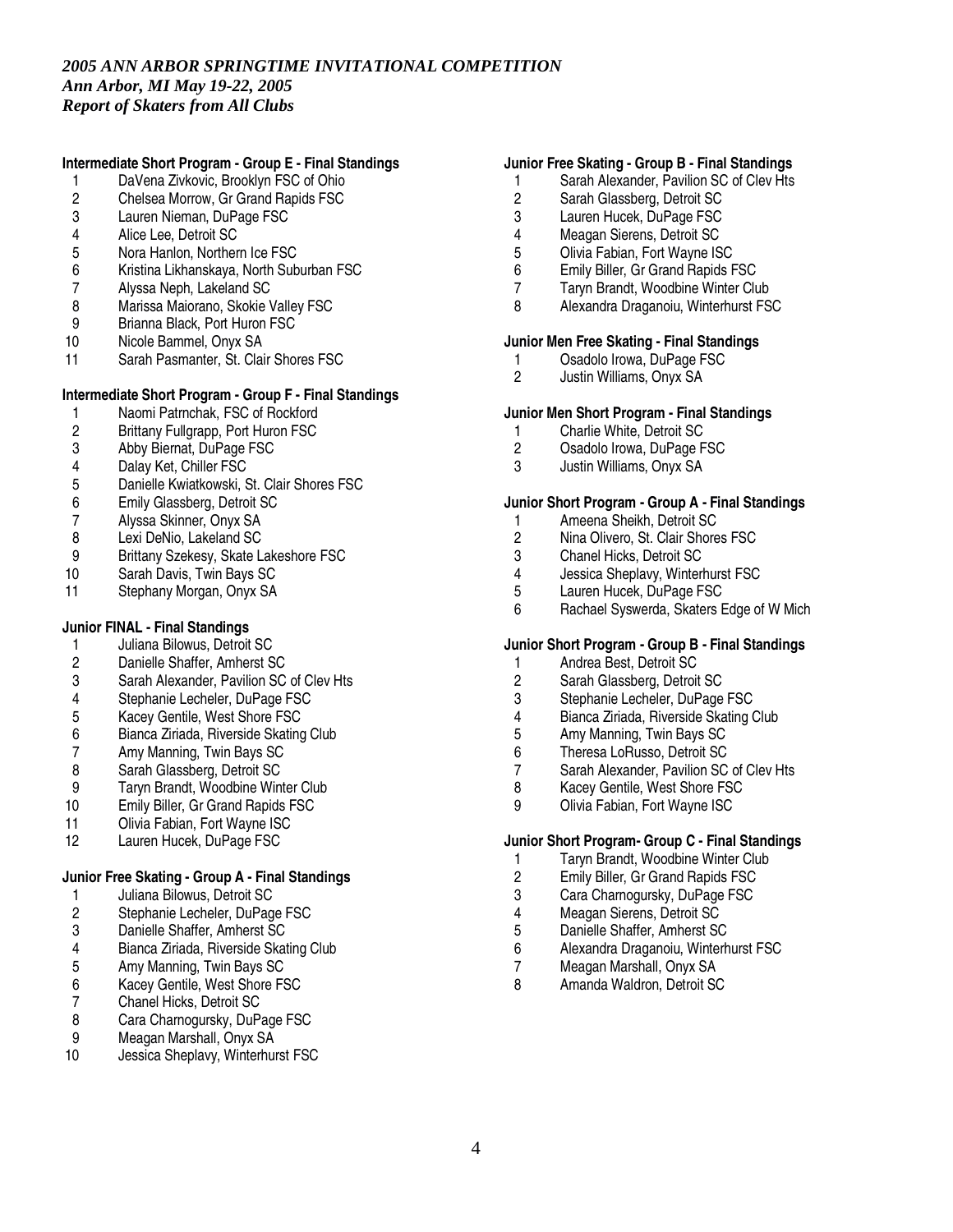*2005 ANN ARBOR SPRINGTIME INVITATIONAL COMPETITION*
*Ann Arbor, MI May 19-22, 2005*
*Report of Skaters from All Clubs*

**Intermediate Short Program - Group E - Final Standings**

1. DaVena Zivkovic, Brooklyn FSC of Ohio
2. Chelsea Morrow, Gr Grand Rapids FSC
3. Lauren Nieman, DuPage FSC
4. Alice Lee, Detroit SC
5. Nora Hanlon, Northern Ice FSC
6. Kristina Likhanskaya, North Suburban FSC
7. Alyssa Neph, Lakeland SC
8. Marissa Maiorano, Skokie Valley FSC
9. Brianna Black, Port Huron FSC
10. Nicole Bammel, Onyx SA
11. Sarah Pasmanter, St. Clair Shores FSC

**Intermediate Short Program - Group F - Final Standings**

1. Naomi Patrnchak, FSC of Rockford
2. Brittany Fullgrapp, Port Huron FSC
3. Abby Biernat, DuPage FSC
4. Dalay Ket, Chiller FSC
5. Danielle Kwiatkowski, St. Clair Shores FSC
6. Emily Glassberg, Detroit SC
7. Alyssa Skinner, Onyx SA
8. Lexi DeNio, Lakeland SC
9. Brittany Szekesy, Skate Lakeshore FSC
10. Sarah Davis, Twin Bays SC
11. Stephany Morgan, Onyx SA

**Junior FINAL - Final Standings**

1. Juliana Bilowus, Detroit SC
2. Danielle Shaffer, Amherst SC
3. Sarah Alexander, Pavilion SC of Clev Hts
4. Stephanie Lecheler, DuPage FSC
5. Kacey Gentile, West Shore FSC
6. Bianca Ziriada, Riverside Skating Club
7. Amy Manning, Twin Bays SC
8. Sarah Glassberg, Detroit SC
9. Taryn Brandt, Woodbine Winter Club
10. Emily Biller, Gr Grand Rapids FSC
11. Olivia Fabian, Fort Wayne ISC
12. Lauren Hucek, DuPage FSC

**Junior Free Skating - Group A - Final Standings**

1. Juliana Bilowus, Detroit SC
2. Stephanie Lecheler, DuPage FSC
3. Danielle Shaffer, Amherst SC
4. Bianca Ziriada, Riverside Skating Club
5. Amy Manning, Twin Bays SC
6. Kacey Gentile, West Shore FSC
7. Chanel Hicks, Detroit SC
8. Cara Charnogursky, DuPage FSC
9. Meagan Marshall, Onyx SA
10. Jessica Sheplavy, Winterhurst FSC

**Junior Free Skating - Group B - Final Standings**

1. Sarah Alexander, Pavilion SC of Clev Hts
2. Sarah Glassberg, Detroit SC
3. Lauren Hucek, DuPage FSC
4. Meagan Sierens, Detroit SC
5. Olivia Fabian, Fort Wayne ISC
6. Emily Biller, Gr Grand Rapids FSC
7. Taryn Brandt, Woodbine Winter Club
8. Alexandra Draganoiu, Winterhurst FSC

**Junior Men Free Skating - Final Standings**

1. Osadolo Irowa, DuPage FSC
2. Justin Williams, Onyx SA

**Junior Men Short Program - Final Standings**

1. Charlie White, Detroit SC
2. Osadolo Irowa, DuPage FSC
3. Justin Williams, Onyx SA

**Junior Short Program - Group A - Final Standings**

1. Ameena Sheikh, Detroit SC
2. Nina Olivero, St. Clair Shores FSC
3. Chanel Hicks, Detroit SC
4. Jessica Sheplavy, Winterhurst FSC
5. Lauren Hucek, DuPage FSC
6. Rachael Syswerda, Skaters Edge of W Mich

**Junior Short Program - Group B - Final Standings**

1. Andrea Best, Detroit SC
2. Sarah Glassberg, Detroit SC
3. Stephanie Lecheler, DuPage FSC
4. Bianca Ziriada, Riverside Skating Club
5. Amy Manning, Twin Bays SC
6. Theresa LoRusso, Detroit SC
7. Sarah Alexander, Pavilion SC of Clev Hts
8. Kacey Gentile, West Shore FSC
9. Olivia Fabian, Fort Wayne ISC

**Junior Short Program- Group C - Final Standings**

1. Taryn Brandt, Woodbine Winter Club
2. Emily Biller, Gr Grand Rapids FSC
3. Cara Charnogursky, DuPage FSC
4. Meagan Sierens, Detroit SC
5. Danielle Shaffer, Amherst SC
6. Alexandra Draganoiu, Winterhurst FSC
7. Meagan Marshall, Onyx SA
8. Amanda Waldron, Detroit SC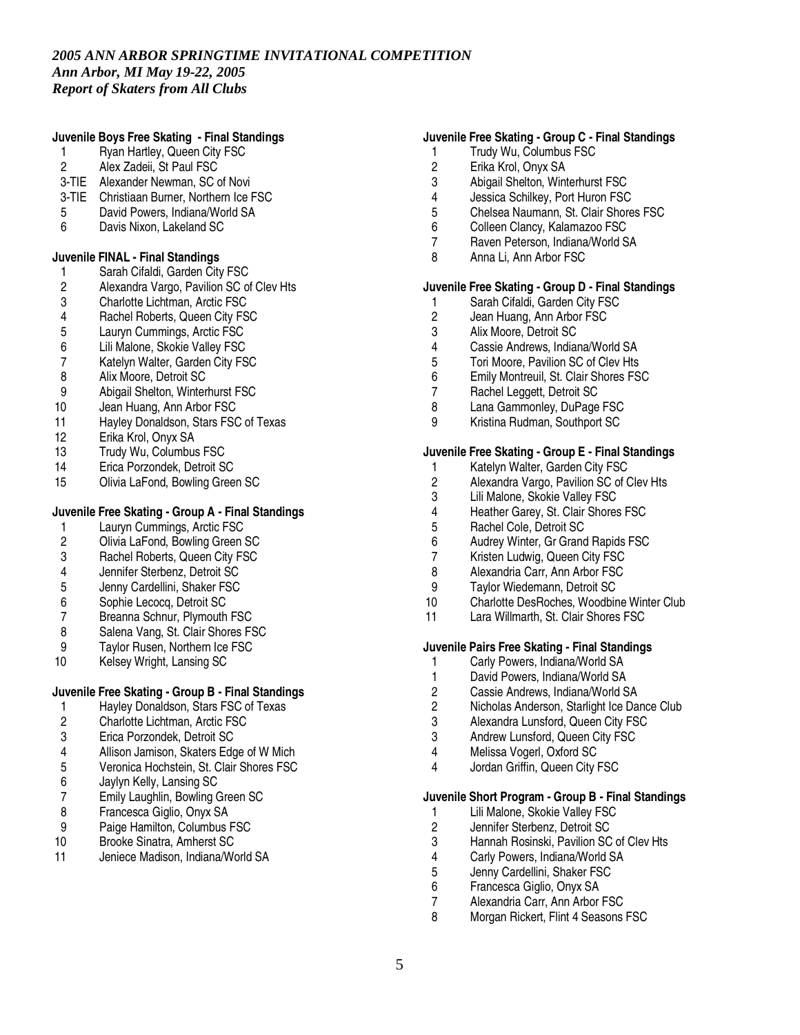*2005 ANN ARBOR SPRINGTIME INVITATIONAL COMPETITION*
*Ann Arbor, MI May 19-22, 2005*
*Report of Skaters from All Clubs*

**Juvenile Boys Free Skating - Final Standings**

1 Ryan Hartley, Queen City FSC
2 Alex Zadeii, St Paul FSC
3-TIE Alexander Newman, SC of Novi
3-TIE Christiaan Burner, Northern Ice FSC
5 David Powers, Indiana/World SA
6 Davis Nixon, Lakeland SC

**Juvenile FINAL - Final Standings**

1 Sarah Cifaldi, Garden City FSC
2 Alexandra Vargo, Pavilion SC of Clev Hts
3 Charlotte Lichtman, Arctic FSC
4 Rachel Roberts, Queen City FSC
5 Lauryn Cummings, Arctic FSC
6 Lili Malone, Skokie Valley FSC
7 Katelyn Walter, Garden City FSC
8 Alix Moore, Detroit SC
9 Abigail Shelton, Winterhurst FSC
10 Jean Huang, Ann Arbor FSC
11 Hayley Donaldson, Stars FSC of Texas
12 Erika Krol, Onyx SA
13 Trudy Wu, Columbus FSC
14 Erica Porzondek, Detroit SC
15 Olivia LaFond, Bowling Green SC

**Juvenile Free Skating - Group A - Final Standings**

1 Lauryn Cummings, Arctic FSC
2 Olivia LaFond, Bowling Green SC
3 Rachel Roberts, Queen City FSC
4 Jennifer Sterbenz, Detroit SC
5 Jenny Cardellini, Shaker FSC
6 Sophie Lecocq, Detroit SC
7 Breanna Schnur, Plymouth FSC
8 Salena Vang, St. Clair Shores FSC
9 Taylor Rusen, Northern Ice FSC
10 Kelsey Wright, Lansing SC

**Juvenile Free Skating - Group B - Final Standings**

1 Hayley Donaldson, Stars FSC of Texas
2 Charlotte Lichtman, Arctic FSC
3 Erica Porzondek, Detroit SC
4 Allison Jamison, Skaters Edge of W Mich
5 Veronica Hochstein, St. Clair Shores FSC
6 Jaylyn Kelly, Lansing SC
7 Emily Laughlin, Bowling Green SC
8 Francesca Giglio, Onyx SA
9 Paige Hamilton, Columbus FSC
10 Brooke Sinatra, Amherst SC
11 Jeniece Madison, Indiana/World SA

**Juvenile Free Skating - Group C - Final Standings**

1 Trudy Wu, Columbus FSC
2 Erika Krol, Onyx SA
3 Abigail Shelton, Winterhurst FSC
4 Jessica Schilkey, Port Huron FSC
5 Chelsea Naumann, St. Clair Shores FSC
6 Colleen Clancy, Kalamazoo FSC
7 Raven Peterson, Indiana/World SA
8 Anna Li, Ann Arbor FSC

**Juvenile Free Skating - Group D - Final Standings**

1 Sarah Cifaldi, Garden City FSC
2 Jean Huang, Ann Arbor FSC
3 Alix Moore, Detroit SC
4 Cassie Andrews, Indiana/World SA
5 Tori Moore, Pavilion SC of Clev Hts
6 Emily Montreuil, St. Clair Shores FSC
7 Rachel Leggett, Detroit SC
8 Lana Gammonley, DuPage FSC
9 Kristina Rudman, Southport SC

**Juvenile Free Skating - Group E - Final Standings**

1 Katelyn Walter, Garden City FSC
2 Alexandra Vargo, Pavilion SC of Clev Hts
3 Lili Malone, Skokie Valley FSC
4 Heather Garey, St. Clair Shores FSC
5 Rachel Cole, Detroit SC
6 Audrey Winter, Gr Grand Rapids FSC
7 Kristen Ludwig, Queen City FSC
8 Alexandria Carr, Ann Arbor FSC
9 Taylor Wiedemann, Detroit SC
10 Charlotte DesRoches, Woodbine Winter Club
11 Lara Willmarth, St. Clair Shores FSC

**Juvenile Pairs Free Skating - Final Standings**

1 Carly Powers, Indiana/World SA
1 David Powers, Indiana/World SA
2 Cassie Andrews, Indiana/World SA
2 Nicholas Anderson, Starlight Ice Dance Club
3 Alexandra Lunsford, Queen City FSC
3 Andrew Lunsford, Queen City FSC
4 Melissa Vogerl, Oxford SC
4 Jordan Griffin, Queen City FSC

**Juvenile Short Program - Group B - Final Standings**

1 Lili Malone, Skokie Valley FSC
2 Jennifer Sterbenz, Detroit SC
3 Hannah Rosinski, Pavilion SC of Clev Hts
4 Carly Powers, Indiana/World SA
5 Jenny Cardellini, Shaker FSC
6 Francesca Giglio, Onyx SA
7 Alexandria Carr, Ann Arbor FSC
8 Morgan Rickert, Flint 4 Seasons FSC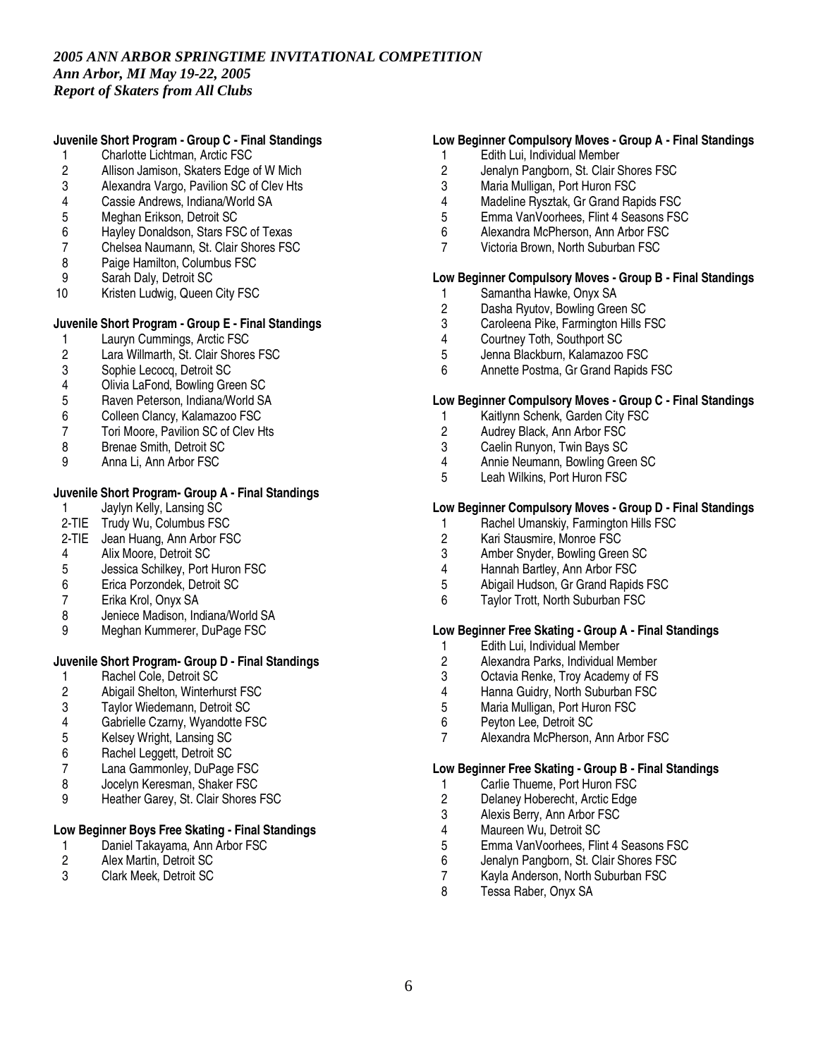*2005 ANN ARBOR SPRINGTIME INVITATIONAL COMPETITION*
*Ann Arbor, MI May 19-22, 2005*
*Report of Skaters from All Clubs*

**Juvenile Short Program - Group C - Final Standings**

1 Charlotte Lichtman, Arctic FSC
2 Allison Jamison, Skaters Edge of W Mich
3 Alexandra Vargo, Pavilion SC of Clev Hts
4 Cassie Andrews, Indiana/World SA
5 Meghan Erikson, Detroit SC
6 Hayley Donaldson, Stars FSC of Texas
7 Chelsea Naumann, St. Clair Shores FSC
8 Paige Hamilton, Columbus FSC
9 Sarah Daly, Detroit SC
10 Kristen Ludwig, Queen City FSC

**Juvenile Short Program - Group E - Final Standings**

1 Lauryn Cummings, Arctic FSC
2 Lara Willmarth, St. Clair Shores FSC
3 Sophie Lecocq, Detroit SC
4 Olivia LaFond, Bowling Green SC
5 Raven Peterson, Indiana/World SA
6 Colleen Clancy, Kalamazoo FSC
7 Tori Moore, Pavilion SC of Clev Hts
8 Brenae Smith, Detroit SC
9 Anna Li, Ann Arbor FSC

**Juvenile Short Program- Group A - Final Standings**

1 Jaylyn Kelly, Lansing SC
2-TIE Trudy Wu, Columbus FSC
2-TIE Jean Huang, Ann Arbor FSC
4 Alix Moore, Detroit SC
5 Jessica Schilkey, Port Huron FSC
6 Erica Porzondek, Detroit SC
7 Erika Krol, Onyx SA
8 Jeniece Madison, Indiana/World SA
9 Meghan Kummerer, DuPage FSC

**Juvenile Short Program- Group D - Final Standings**

1 Rachel Cole, Detroit SC
2 Abigail Shelton, Winterhurst FSC
3 Taylor Wiedemann, Detroit SC
4 Gabrielle Czarny, Wyandotte FSC
5 Kelsey Wright, Lansing SC
6 Rachel Leggett, Detroit SC
7 Lana Gammonley, DuPage FSC
8 Jocelyn Keresman, Shaker FSC
9 Heather Garey, St. Clair Shores FSC

**Low Beginner Boys Free Skating - Final Standings**

1 Daniel Takayama, Ann Arbor FSC
2 Alex Martin, Detroit SC
3 Clark Meek, Detroit SC

**Low Beginner Compulsory Moves - Group A - Final Standings**

1 Edith Lui, Individual Member
2 Jenalyn Pangborn, St. Clair Shores FSC
3 Maria Mulligan, Port Huron FSC
4 Madeline Rysztak, Gr Grand Rapids FSC
5 Emma VanVoorhees, Flint 4 Seasons FSC
6 Alexandra McPherson, Ann Arbor FSC
7 Victoria Brown, North Suburban FSC

**Low Beginner Compulsory Moves - Group B - Final Standings**

1 Samantha Hawke, Onyx SA
2 Dasha Ryutov, Bowling Green SC
3 Caroleena Pike, Farmington Hills FSC
4 Courtney Toth, Southport SC
5 Jenna Blackburn, Kalamazoo FSC
6 Annette Postma, Gr Grand Rapids FSC

**Low Beginner Compulsory Moves - Group C - Final Standings**

1 Kaitlynn Schenk, Garden City FSC
2 Audrey Black, Ann Arbor FSC
3 Caelin Runyon, Twin Bays SC
4 Annie Neumann, Bowling Green SC
5 Leah Wilkins, Port Huron FSC

**Low Beginner Compulsory Moves - Group D - Final Standings**

1 Rachel Umanskiy, Farmington Hills FSC
2 Kari Stausmire, Monroe FSC
3 Amber Snyder, Bowling Green SC
4 Hannah Bartley, Ann Arbor FSC
5 Abigail Hudson, Gr Grand Rapids FSC
6 Taylor Trott, North Suburban FSC

**Low Beginner Free Skating - Group A - Final Standings**

1 Edith Lui, Individual Member
2 Alexandra Parks, Individual Member
3 Octavia Renke, Troy Academy of FS
4 Hanna Guidry, North Suburban FSC
5 Maria Mulligan, Port Huron FSC
6 Peyton Lee, Detroit SC
7 Alexandra McPherson, Ann Arbor FSC

**Low Beginner Free Skating - Group B - Final Standings**

1 Carlie Thueme, Port Huron FSC
2 Delaney Hoberecht, Arctic Edge
3 Alexis Berry, Ann Arbor FSC
4 Maureen Wu, Detroit SC
5 Emma VanVoorhees, Flint 4 Seasons FSC
6 Jenalyn Pangborn, St. Clair Shores FSC
7 Kayla Anderson, North Suburban FSC
8 Tessa Raber, Onyx SA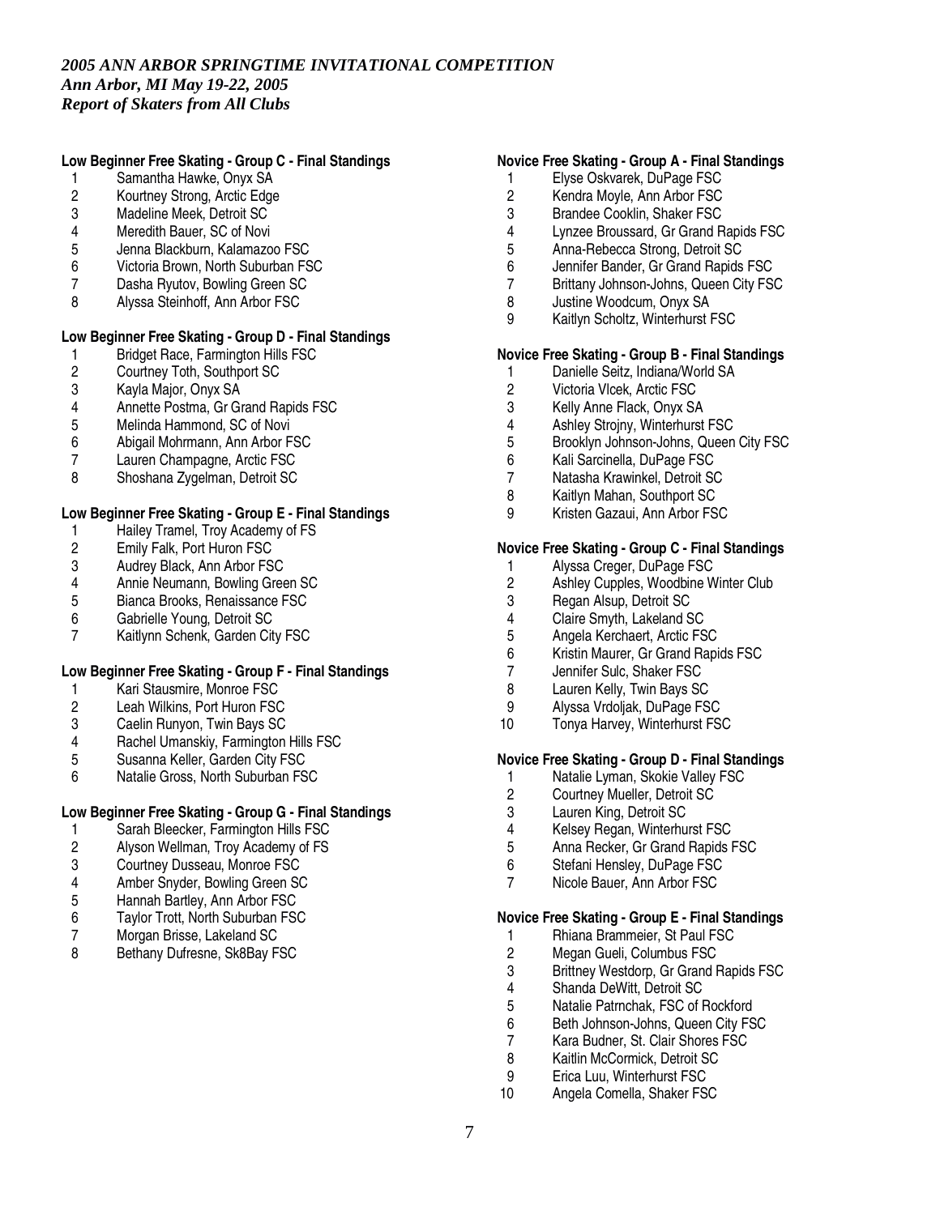*2005 ANN ARBOR SPRINGTIME INVITATIONAL COMPETITION*
*Ann Arbor, MI May 19-22, 2005*
*Report of Skaters from All Clubs*

**Low Beginner Free Skating - Group C - Final Standings**

1 Samantha Hawke, Onyx SA
2 Kourtney Strong, Arctic Edge
3 Madeline Meek, Detroit SC
4 Meredith Bauer, SC of Novi
5 Jenna Blackburn, Kalamazoo FSC
6 Victoria Brown, North Suburban FSC
7 Dasha Ryutov, Bowling Green SC
8 Alyssa Steinhoff, Ann Arbor FSC

**Low Beginner Free Skating - Group D - Final Standings**

1 Bridget Race, Farmington Hills FSC
2 Courtney Toth, Southport SC
3 Kayla Major, Onyx SA
4 Annette Postma, Gr Grand Rapids FSC
5 Melinda Hammond, SC of Novi
6 Abigail Mohrmann, Ann Arbor FSC
7 Lauren Champagne, Arctic FSC
8 Shoshana Zygelman, Detroit SC

**Low Beginner Free Skating - Group E - Final Standings**

1 Hailey Tramel, Troy Academy of FS
2 Emily Falk, Port Huron FSC
3 Audrey Black, Ann Arbor FSC
4 Annie Neumann, Bowling Green SC
5 Bianca Brooks, Renaissance FSC
6 Gabrielle Young, Detroit SC
7 Kaitlynn Schenk, Garden City FSC

**Low Beginner Free Skating - Group F - Final Standings**

1 Kari Stausmire, Monroe FSC
2 Leah Wilkins, Port Huron FSC
3 Caelin Runyon, Twin Bays SC
4 Rachel Umanskiy, Farmington Hills FSC
5 Susanna Keller, Garden City FSC
6 Natalie Gross, North Suburban FSC

**Low Beginner Free Skating - Group G - Final Standings**

1 Sarah Bleecker, Farmington Hills FSC
2 Alyson Wellman, Troy Academy of FS
3 Courtney Dusseau, Monroe FSC
4 Amber Snyder, Bowling Green SC
5 Hannah Bartley, Ann Arbor FSC
6 Taylor Trott, North Suburban FSC
7 Morgan Brisse, Lakeland SC
8 Bethany Dufresne, Sk8Bay FSC

**Novice Free Skating - Group A - Final Standings**

1 Elyse Oskvarek, DuPage FSC
2 Kendra Moyle, Ann Arbor FSC
3 Brandee Cooklin, Shaker FSC
4 Lynzee Broussard, Gr Grand Rapids FSC
5 Anna-Rebecca Strong, Detroit SC
6 Jennifer Bander, Gr Grand Rapids FSC
7 Brittany Johnson-Johns, Queen City FSC
8 Justine Woodcum, Onyx SA
9 Kaitlyn Scholtz, Winterhurst FSC

**Novice Free Skating - Group B - Final Standings**

1 Danielle Seitz, Indiana/World SA
2 Victoria Vlcek, Arctic FSC
3 Kelly Anne Flack, Onyx SA
4 Ashley Strojny, Winterhurst FSC
5 Brooklyn Johnson-Johns, Queen City FSC
6 Kali Sarcinella, DuPage FSC
7 Natasha Krawinkel, Detroit SC
8 Kaitlyn Mahan, Southport SC
9 Kristen Gazaui, Ann Arbor FSC

**Novice Free Skating - Group C - Final Standings**

1 Alyssa Creger, DuPage FSC
2 Ashley Cupples, Woodbine Winter Club
3 Regan Alsup, Detroit SC
4 Claire Smyth, Lakeland SC
5 Angela Kerchaert, Arctic FSC
6 Kristin Maurer, Gr Grand Rapids FSC
7 Jennifer Sulc, Shaker FSC
8 Lauren Kelly, Twin Bays SC
9 Alyssa Vrdoljak, DuPage FSC
10 Tonya Harvey, Winterhurst FSC

**Novice Free Skating - Group D - Final Standings**

1 Natalie Lyman, Skokie Valley FSC
2 Courtney Mueller, Detroit SC
3 Lauren King, Detroit SC
4 Kelsey Regan, Winterhurst FSC
5 Anna Recker, Gr Grand Rapids FSC
6 Stefani Hensley, DuPage FSC
7 Nicole Bauer, Ann Arbor FSC

**Novice Free Skating - Group E - Final Standings**

1 Rhiana Brammeier, St Paul FSC
2 Megan Gueli, Columbus FSC
3 Brittney Westdorp, Gr Grand Rapids FSC
4 Shanda DeWitt, Detroit SC
5 Natalie Patrnchak, FSC of Rockford
6 Beth Johnson-Johns, Queen City FSC
7 Kara Budner, St. Clair Shores FSC
8 Kaitlin McCormick, Detroit SC
9 Erica Luu, Winterhurst FSC
10 Angela Comella, Shaker FSC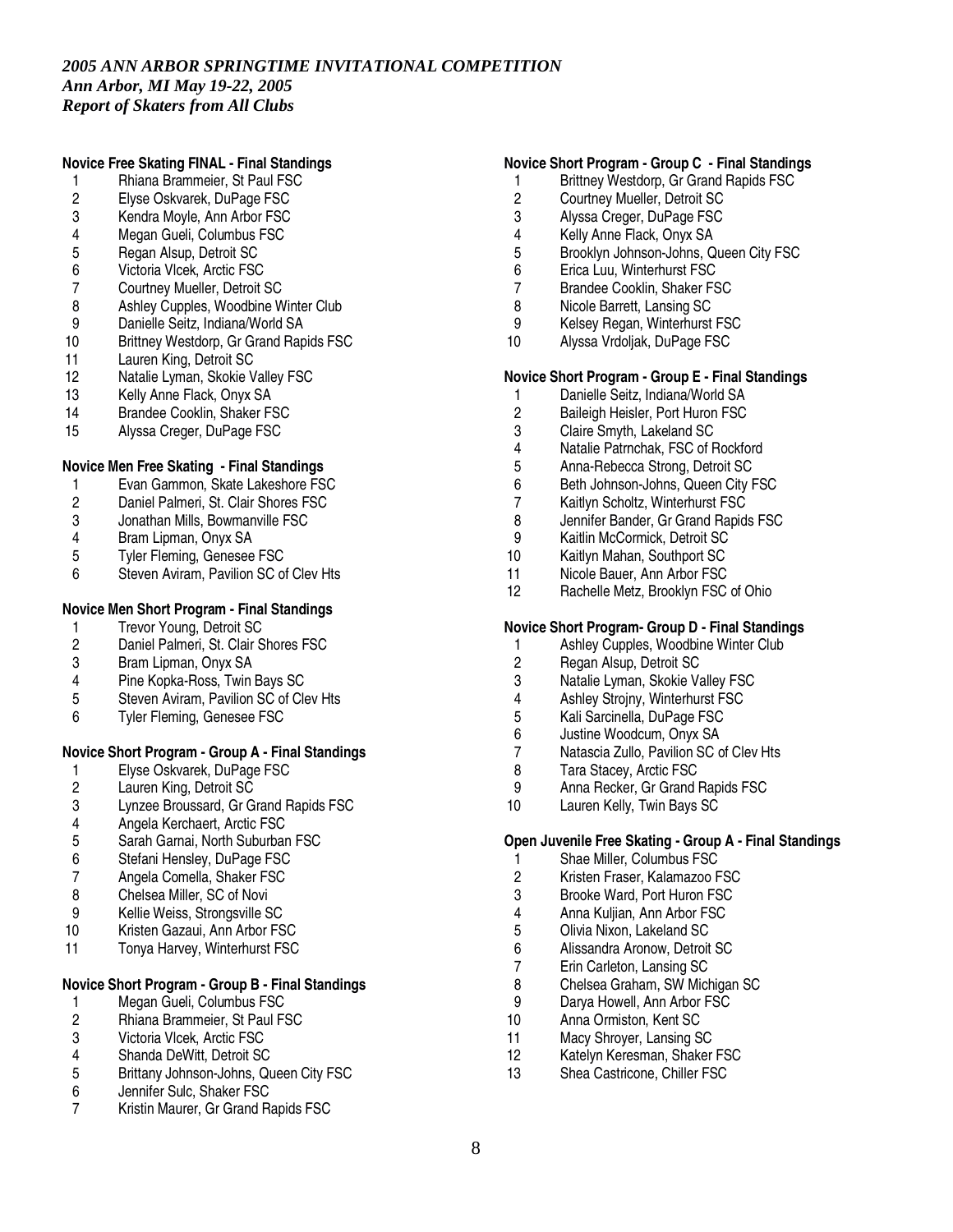*2005 ANN ARBOR SPRINGTIME INVITATIONAL COMPETITION*
*Ann Arbor, MI May 19-22, 2005*
*Report of Skaters from All Clubs*

**Novice Free Skating FINAL - Final Standings**

1. Rhiana Brammeier, St Paul FSC
2. Elyse Oskvarek, DuPage FSC
3. Kendra Moyle, Ann Arbor FSC
4. Megan Gueli, Columbus FSC
5. Regan Alsup, Detroit SC
6. Victoria Vlcek, Arctic FSC
7. Courtney Mueller, Detroit SC
8. Ashley Cupples, Woodbine Winter Club
9. Danielle Seitz, Indiana/World SA
10. Brittney Westdorp, Gr Grand Rapids FSC
11. Lauren King, Detroit SC
12. Natalie Lyman, Skokie Valley FSC
13. Kelly Anne Flack, Onyx SA
14. Brandee Cooklin, Shaker FSC
15. Alyssa Creger, DuPage FSC

**Novice Men Free Skating - Final Standings**

1. Evan Gammon, Skate Lakeshore FSC
2. Daniel Palmeri, St. Clair Shores FSC
3. Jonathan Mills, Bowmanville FSC
4. Bram Lipman, Onyx SA
5. Tyler Fleming, Genesee FSC
6. Steven Aviram, Pavilion SC of Clev Hts

**Novice Men Short Program - Final Standings**

1. Trevor Young, Detroit SC
2. Daniel Palmeri, St. Clair Shores FSC
3. Bram Lipman, Onyx SA
4. Pine Kopka-Ross, Twin Bays SC
5. Steven Aviram, Pavilion SC of Clev Hts
6. Tyler Fleming, Genesee FSC

**Novice Short Program - Group A - Final Standings**

1. Elyse Oskvarek, DuPage FSC
2. Lauren King, Detroit SC
3. Lynzee Broussard, Gr Grand Rapids FSC
4. Angela Kerchaert, Arctic FSC
5. Sarah Garnai, North Suburban FSC
6. Stefani Hensley, DuPage FSC
7. Angela Comella, Shaker FSC
8. Chelsea Miller, SC of Novi
9. Kellie Weiss, Strongsville SC
10. Kristen Gazaui, Ann Arbor FSC
11. Tonya Harvey, Winterhurst FSC

**Novice Short Program - Group B - Final Standings**

1. Megan Gueli, Columbus FSC
2. Rhiana Brammeier, St Paul FSC
3. Victoria Vlcek, Arctic FSC
4. Shanda DeWitt, Detroit SC
5. Brittany Johnson-Johns, Queen City FSC
6. Jennifer Sulc, Shaker FSC
7. Kristin Maurer, Gr Grand Rapids FSC

**Novice Short Program - Group C - Final Standings**

1. Brittney Westdorp, Gr Grand Rapids FSC
2. Courtney Mueller, Detroit SC
3. Alyssa Creger, DuPage FSC
4. Kelly Anne Flack, Onyx SA
5. Brooklyn Johnson-Johns, Queen City FSC
6. Erica Luu, Winterhurst FSC
7. Brandee Cooklin, Shaker FSC
8. Nicole Barrett, Lansing SC
9. Kelsey Regan, Winterhurst FSC
10. Alyssa Vrdoljak, DuPage FSC

**Novice Short Program - Group E - Final Standings**

1. Danielle Seitz, Indiana/World SA
2. Baileigh Heisler, Port Huron FSC
3. Claire Smyth, Lakeland SC
4. Natalie Patrnchak, FSC of Rockford
5. Anna-Rebecca Strong, Detroit SC
6. Beth Johnson-Johns, Queen City FSC
7. Kaitlyn Scholtz, Winterhurst FSC
8. Jennifer Bander, Gr Grand Rapids FSC
9. Kaitlin McCormick, Detroit SC
10. Kaitlyn Mahan, Southport SC
11. Nicole Bauer, Ann Arbor FSC
12. Rachelle Metz, Brooklyn FSC of Ohio

**Novice Short Program- Group D - Final Standings**

1. Ashley Cupples, Woodbine Winter Club
2. Regan Alsup, Detroit SC
3. Natalie Lyman, Skokie Valley FSC
4. Ashley Strojny, Winterhurst FSC
5. Kali Sarcinella, DuPage FSC
6. Justine Woodcum, Onyx SA
7. Natascia Zullo, Pavilion SC of Clev Hts
8. Tara Stacey, Arctic FSC
9. Anna Recker, Gr Grand Rapids FSC
10. Lauren Kelly, Twin Bays SC

**Open Juvenile Free Skating - Group A - Final Standings**

1. Shae Miller, Columbus FSC
2. Kristen Fraser, Kalamazoo FSC
3. Brooke Ward, Port Huron FSC
4. Anna Kuljian, Ann Arbor FSC
5. Olivia Nixon, Lakeland SC
6. Alissandra Aronow, Detroit SC
7. Erin Carleton, Lansing SC
8. Chelsea Graham, SW Michigan SC
9. Darya Howell, Ann Arbor FSC
10. Anna Ormiston, Kent SC
11. Macy Shroyer, Lansing SC
12. Katelyn Keresman, Shaker FSC
13. Shea Castricone, Chiller FSC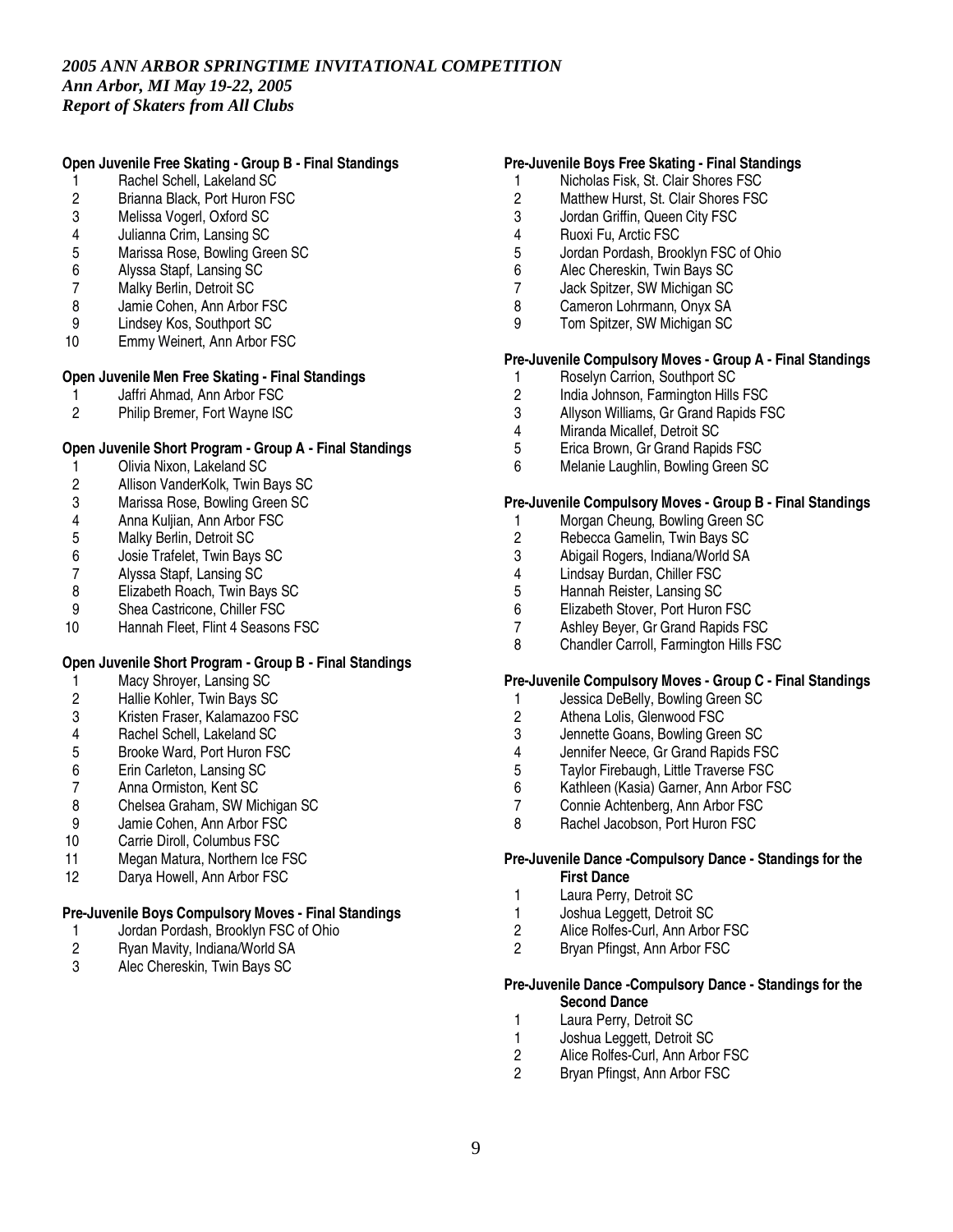*2005 ANN ARBOR SPRINGTIME INVITATIONAL COMPETITION*
*Ann Arbor, MI May 19-22, 2005*
*Report of Skaters from All Clubs*

**Open Juvenile Free Skating - Group B - Final Standings**

1 Rachel Schell, Lakeland SC
2 Brianna Black, Port Huron FSC
3 Melissa Vogerl, Oxford SC
4 Julianna Crim, Lansing SC
5 Marissa Rose, Bowling Green SC
6 Alyssa Stapf, Lansing SC
7 Malky Berlin, Detroit SC
8 Jamie Cohen, Ann Arbor FSC
9 Lindsey Kos, Southport SC
10 Emmy Weinert, Ann Arbor FSC

**Open Juvenile Men Free Skating - Final Standings**

1 Jaffri Ahmad, Ann Arbor FSC
2 Philip Bremer, Fort Wayne ISC

**Open Juvenile Short Program - Group A - Final Standings**

1 Olivia Nixon, Lakeland SC
2 Allison VanderKolk, Twin Bays SC
3 Marissa Rose, Bowling Green SC
4 Anna Kuljian, Ann Arbor FSC
5 Malky Berlin, Detroit SC
6 Josie Trafelet, Twin Bays SC
7 Alyssa Stapf, Lansing SC
8 Elizabeth Roach, Twin Bays SC
9 Shea Castricone, Chiller FSC
10 Hannah Fleet, Flint 4 Seasons FSC

**Open Juvenile Short Program - Group B - Final Standings**

1 Macy Shroyer, Lansing SC
2 Hallie Kohler, Twin Bays SC
3 Kristen Fraser, Kalamazoo FSC
4 Rachel Schell, Lakeland SC
5 Brooke Ward, Port Huron FSC
6 Erin Carleton, Lansing SC
7 Anna Ormiston, Kent SC
8 Chelsea Graham, SW Michigan SC
9 Jamie Cohen, Ann Arbor FSC
10 Carrie Diroll, Columbus FSC
11 Megan Matura, Northern Ice FSC
12 Darya Howell, Ann Arbor FSC

**Pre-Juvenile Boys Compulsory Moves - Final Standings**

1 Jordan Pordash, Brooklyn FSC of Ohio
2 Ryan Mavity, Indiana/World SA
3 Alec Chereskin, Twin Bays SC

**Pre-Juvenile Boys Free Skating - Final Standings**

1 Nicholas Fisk, St. Clair Shores FSC
2 Matthew Hurst, St. Clair Shores FSC
3 Jordan Griffin, Queen City FSC
4 Ruoxi Fu, Arctic FSC
5 Jordan Pordash, Brooklyn FSC of Ohio
6 Alec Chereskin, Twin Bays SC
7 Jack Spitzer, SW Michigan SC
8 Cameron Lohrmann, Onyx SA
9 Tom Spitzer, SW Michigan SC

**Pre-Juvenile Compulsory Moves - Group A - Final Standings**

1 Roselyn Carrion, Southport SC
2 India Johnson, Farmington Hills FSC
3 Allyson Williams, Gr Grand Rapids FSC
4 Miranda Micallef, Detroit SC
5 Erica Brown, Gr Grand Rapids FSC
6 Melanie Laughlin, Bowling Green SC

**Pre-Juvenile Compulsory Moves - Group B - Final Standings**

1 Morgan Cheung, Bowling Green SC
2 Rebecca Gamelin, Twin Bays SC
3 Abigail Rogers, Indiana/World SA
4 Lindsay Burdan, Chiller FSC
5 Hannah Reister, Lansing SC
6 Elizabeth Stover, Port Huron FSC
7 Ashley Beyer, Gr Grand Rapids FSC
8 Chandler Carroll, Farmington Hills FSC

**Pre-Juvenile Compulsory Moves - Group C - Final Standings**

1 Jessica DeBelly, Bowling Green SC
2 Athena Lolis, Glenwood FSC
3 Jennette Goans, Bowling Green SC
4 Jennifer Neece, Gr Grand Rapids FSC
5 Taylor Firebaugh, Little Traverse FSC
6 Kathleen (Kasia) Garner, Ann Arbor FSC
7 Connie Achtenberg, Ann Arbor FSC
8 Rachel Jacobson, Port Huron FSC

**Pre-Juvenile Dance -Compulsory Dance - Standings for the First Dance**

1 Laura Perry, Detroit SC
1 Joshua Leggett, Detroit SC
2 Alice Rolfes-Curl, Ann Arbor FSC
2 Bryan Pfingst, Ann Arbor FSC

**Pre-Juvenile Dance -Compulsory Dance - Standings for the Second Dance**

1 Laura Perry, Detroit SC
1 Joshua Leggett, Detroit SC
2 Alice Rolfes-Curl, Ann Arbor FSC
2 Bryan Pfingst, Ann Arbor FSC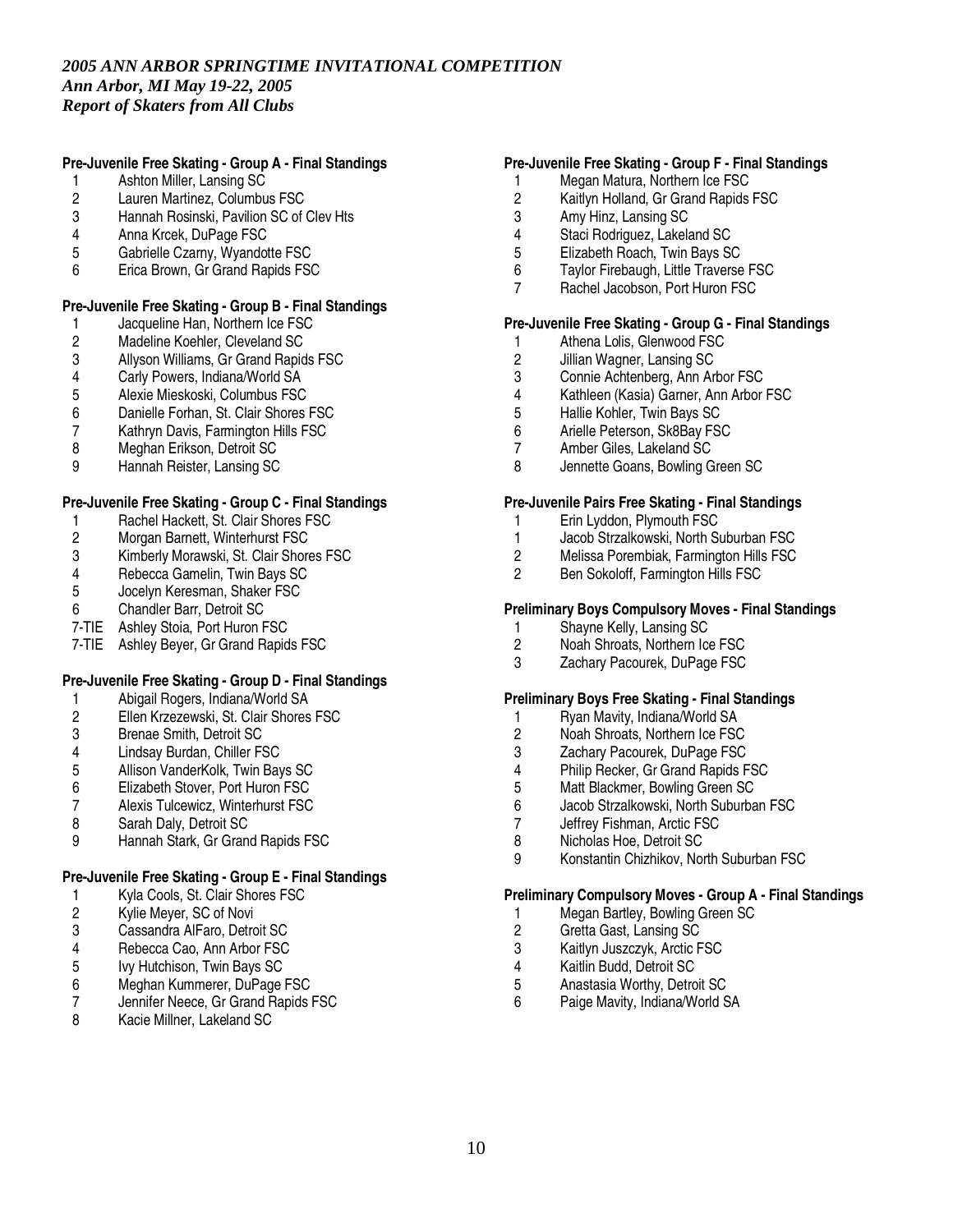*2005 ANN ARBOR SPRINGTIME INVITATIONAL COMPETITION*
*Ann Arbor, MI May 19-22, 2005*
*Report of Skaters from All Clubs*

**Pre-Juvenile Free Skating - Group A - Final Standings**

1 Ashton Miller, Lansing SC
2 Lauren Martinez, Columbus FSC
3 Hannah Rosinski, Pavilion SC of Clev Hts
4 Anna Krcek, DuPage FSC
5 Gabrielle Czarny, Wyandotte FSC
6 Erica Brown, Gr Grand Rapids FSC

**Pre-Juvenile Free Skating - Group B - Final Standings**

1 Jacqueline Han, Northern Ice FSC
2 Madeline Koehler, Cleveland SC
3 Allyson Williams, Gr Grand Rapids FSC
4 Carly Powers, Indiana/World SA
5 Alexie Mieskoski, Columbus FSC
6 Danielle Forhan, St. Clair Shores FSC
7 Kathryn Davis, Farmington Hills FSC
8 Meghan Erikson, Detroit SC
9 Hannah Reister, Lansing SC

**Pre-Juvenile Free Skating - Group C - Final Standings**

1 Rachel Hackett, St. Clair Shores FSC
2 Morgan Barnett, Winterhurst FSC
3 Kimberly Morawski, St. Clair Shores FSC
4 Rebecca Gamelin, Twin Bays SC
5 Jocelyn Keresman, Shaker FSC
6 Chandler Barr, Detroit SC
7-TIE Ashley Stoia, Port Huron FSC
7-TIE Ashley Beyer, Gr Grand Rapids FSC

**Pre-Juvenile Free Skating - Group D - Final Standings**

1 Abigail Rogers, Indiana/World SA
2 Ellen Krzezewski, St. Clair Shores FSC
3 Brenae Smith, Detroit SC
4 Lindsay Burdan, Chiller FSC
5 Allison VanderKolk, Twin Bays SC
6 Elizabeth Stover, Port Huron FSC
7 Alexis Tulcewicz, Winterhurst FSC
8 Sarah Daly, Detroit SC
9 Hannah Stark, Gr Grand Rapids FSC

**Pre-Juvenile Free Skating - Group E - Final Standings**

1 Kyla Cools, St. Clair Shores FSC
2 Kylie Meyer, SC of Novi
3 Cassandra AlFaro, Detroit SC
4 Rebecca Cao, Ann Arbor FSC
5 Ivy Hutchison, Twin Bays SC
6 Meghan Kummerer, DuPage FSC
7 Jennifer Neece, Gr Grand Rapids FSC
8 Kacie Millner, Lakeland SC

**Pre-Juvenile Free Skating - Group F - Final Standings**

1 Megan Matura, Northern Ice FSC
2 Kaitlyn Holland, Gr Grand Rapids FSC
3 Amy Hinz, Lansing SC
4 Staci Rodriguez, Lakeland SC
5 Elizabeth Roach, Twin Bays SC
6 Taylor Firebaugh, Little Traverse FSC
7 Rachel Jacobson, Port Huron FSC

**Pre-Juvenile Free Skating - Group G - Final Standings**

1 Athena Lolis, Glenwood FSC
2 Jillian Wagner, Lansing SC
3 Connie Achtenberg, Ann Arbor FSC
4 Kathleen (Kasia) Garner, Ann Arbor FSC
5 Hallie Kohler, Twin Bays SC
6 Arielle Peterson, Sk8Bay FSC
7 Amber Giles, Lakeland SC
8 Jennette Goans, Bowling Green SC

**Pre-Juvenile Pairs Free Skating - Final Standings**

1 Erin Lyddon, Plymouth FSC
1 Jacob Strzalkowski, North Suburban FSC
2 Melissa Porembiak, Farmington Hills FSC
2 Ben Sokoloff, Farmington Hills FSC

**Preliminary Boys Compulsory Moves - Final Standings**

1 Shayne Kelly, Lansing SC
2 Noah Shroats, Northern Ice FSC
3 Zachary Pacourek, DuPage FSC

**Preliminary Boys Free Skating - Final Standings**

1 Ryan Mavity, Indiana/World SA
2 Noah Shroats, Northern Ice FSC
3 Zachary Pacourek, DuPage FSC
4 Philip Recker, Gr Grand Rapids FSC
5 Matt Blackmer, Bowling Green SC
6 Jacob Strzalkowski, North Suburban FSC
7 Jeffrey Fishman, Arctic FSC
8 Nicholas Hoe, Detroit SC
9 Konstantin Chizhikov, North Suburban FSC

**Preliminary Compulsory Moves - Group A - Final Standings**

1 Megan Bartley, Bowling Green SC
2 Gretta Gast, Lansing SC
3 Kaitlyn Juszczyk, Arctic FSC
4 Kaitlin Budd, Detroit SC
5 Anastasia Worthy, Detroit SC
6 Paige Mavity, Indiana/World SA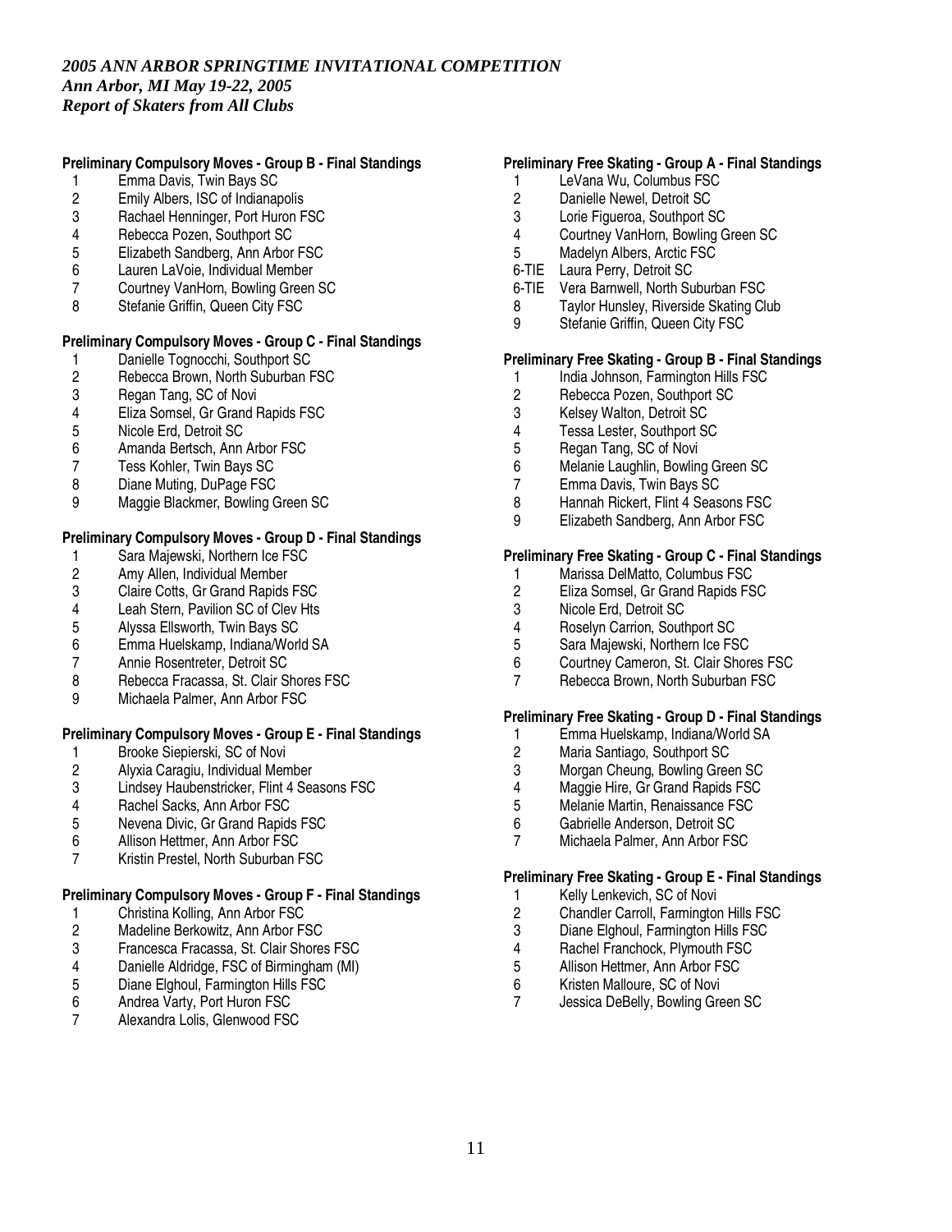*2005 ANN ARBOR SPRINGTIME INVITATIONAL COMPETITION*
*Ann Arbor, MI May 19-22, 2005*
*Report of Skaters from All Clubs*

**Preliminary Compulsory Moves - Group B - Final Standings**

1 Emma Davis, Twin Bays SC
2 Emily Albers, ISC of Indianapolis
3 Rachael Henninger, Port Huron FSC
4 Rebecca Pozen, Southport SC
5 Elizabeth Sandberg, Ann Arbor FSC
6 Lauren LaVoie, Individual Member
7 Courtney VanHorn, Bowling Green SC
8 Stefanie Griffin, Queen City FSC

**Preliminary Compulsory Moves - Group C - Final Standings**

1 Danielle Tognocchi, Southport SC
2 Rebecca Brown, North Suburban FSC
3 Regan Tang, SC of Novi
4 Eliza Somsel, Gr Grand Rapids FSC
5 Nicole Erd, Detroit SC
6 Amanda Bertsch, Ann Arbor FSC
7 Tess Kohler, Twin Bays SC
8 Diane Muting, DuPage FSC
9 Maggie Blackmer, Bowling Green SC

**Preliminary Compulsory Moves - Group D - Final Standings**

1 Sara Majewski, Northern Ice FSC
2 Amy Allen, Individual Member
3 Claire Cotts, Gr Grand Rapids FSC
4 Leah Stern, Pavilion SC of Clev Hts
5 Alyssa Ellsworth, Twin Bays SC
6 Emma Huelskamp, Indiana/World SA
7 Annie Rosentreter, Detroit SC
8 Rebecca Fracassa, St. Clair Shores FSC
9 Michaela Palmer, Ann Arbor FSC

**Preliminary Compulsory Moves - Group E - Final Standings**

1 Brooke Siepierski, SC of Novi
2 Alyxia Caragiu, Individual Member
3 Lindsey Haubenstricker, Flint 4 Seasons FSC
4 Rachel Sacks, Ann Arbor FSC
5 Nevena Divic, Gr Grand Rapids FSC
6 Allison Hettmer, Ann Arbor FSC
7 Kristin Prestel, North Suburban FSC

**Preliminary Compulsory Moves - Group F - Final Standings**

1 Christina Kolling, Ann Arbor FSC
2 Madeline Berkowitz, Ann Arbor FSC
3 Francesca Fracassa, St. Clair Shores FSC
4 Danielle Aldridge, FSC of Birmingham (MI)
5 Diane Elghoul, Farmington Hills FSC
6 Andrea Varty, Port Huron FSC
7 Alexandra Lolis, Glenwood FSC

**Preliminary Free Skating - Group A - Final Standings**

1 LeVana Wu, Columbus FSC
2 Danielle Newel, Detroit SC
3 Lorie Figueroa, Southport SC
4 Courtney VanHorn, Bowling Green SC
5 Madelyn Albers, Arctic FSC
6-TIE Laura Perry, Detroit SC
6-TIE Vera Barnwell, North Suburban FSC
8 Taylor Hunsley, Riverside Skating Club
9 Stefanie Griffin, Queen City FSC

**Preliminary Free Skating - Group B - Final Standings**

1 India Johnson, Farmington Hills FSC
2 Rebecca Pozen, Southport SC
3 Kelsey Walton, Detroit SC
4 Tessa Lester, Southport SC
5 Regan Tang, SC of Novi
6 Melanie Laughlin, Bowling Green SC
7 Emma Davis, Twin Bays SC
8 Hannah Rickert, Flint 4 Seasons FSC
9 Elizabeth Sandberg, Ann Arbor FSC

**Preliminary Free Skating - Group C - Final Standings**

1 Marissa DelMatto, Columbus FSC
2 Eliza Somsel, Gr Grand Rapids FSC
3 Nicole Erd, Detroit SC
4 Roselyn Carrion, Southport SC
5 Sara Majewski, Northern Ice FSC
6 Courtney Cameron, St. Clair Shores FSC
7 Rebecca Brown, North Suburban FSC

**Preliminary Free Skating - Group D - Final Standings**

1 Emma Huelskamp, Indiana/World SA
2 Maria Santiago, Southport SC
3 Morgan Cheung, Bowling Green SC
4 Maggie Hire, Gr Grand Rapids FSC
5 Melanie Martin, Renaissance FSC
6 Gabrielle Anderson, Detroit SC
7 Michaela Palmer, Ann Arbor FSC

**Preliminary Free Skating - Group E - Final Standings**

1 Kelly Lenkevich, SC of Novi
2 Chandler Carroll, Farmington Hills FSC
3 Diane Elghoul, Farmington Hills FSC
4 Rachel Franchock, Plymouth FSC
5 Allison Hettmer, Ann Arbor FSC
6 Kristen Malloure, SC of Novi
7 Jessica DeBelly, Bowling Green SC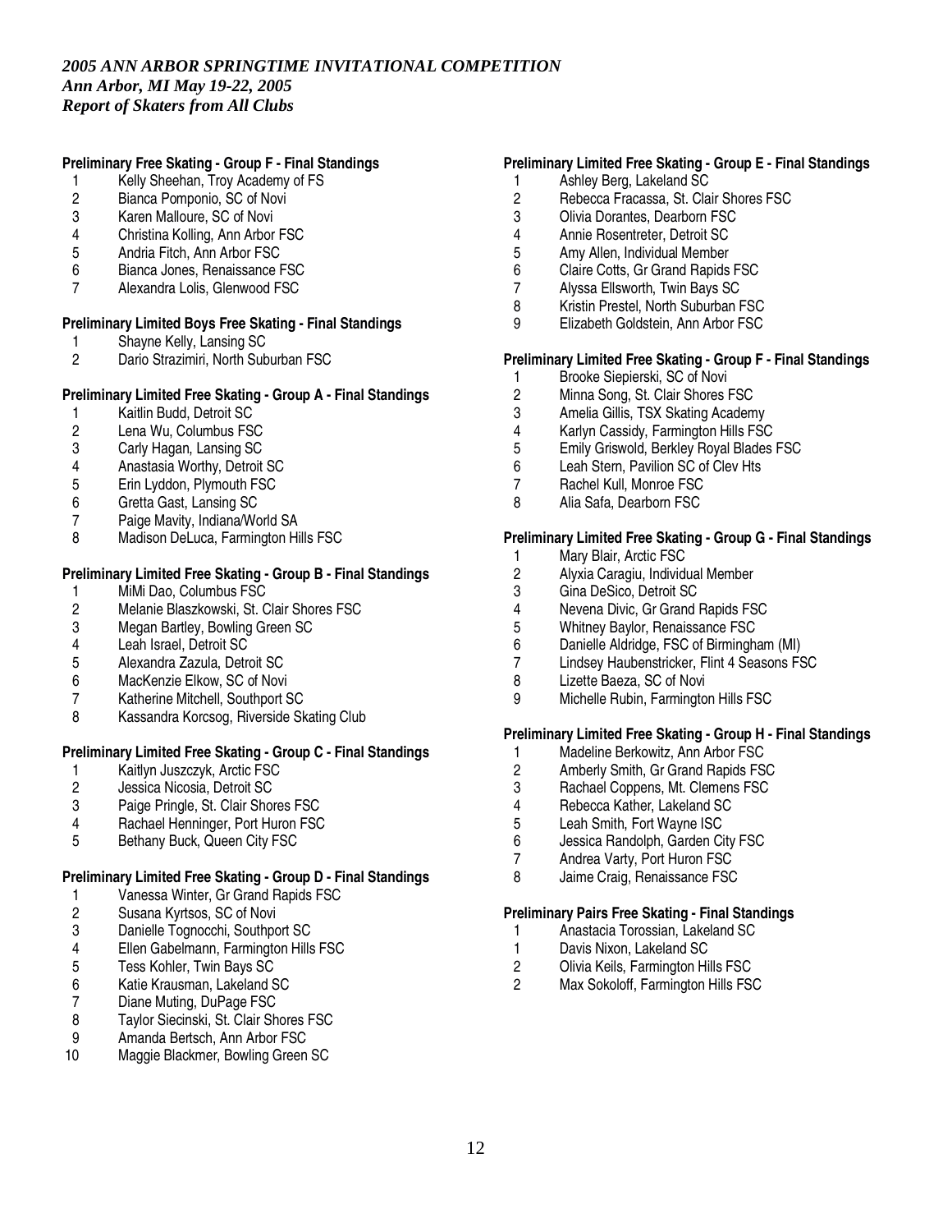*2005 ANN ARBOR SPRINGTIME INVITATIONAL COMPETITION*
*Ann Arbor, MI May 19-22, 2005*
*Report of Skaters from All Clubs*

**Preliminary Free Skating - Group F - Final Standings**

1 Kelly Sheehan, Troy Academy of FS
2 Bianca Pomponio, SC of Novi
3 Karen Malloure, SC of Novi
4 Christina Kolling, Ann Arbor FSC
5 Andria Fitch, Ann Arbor FSC
6 Bianca Jones, Renaissance FSC
7 Alexandra Lolis, Glenwood FSC

**Preliminary Limited Boys Free Skating - Final Standings**

1 Shayne Kelly, Lansing SC
2 Dario Strazimiri, North Suburban FSC

**Preliminary Limited Free Skating - Group A - Final Standings**

1 Kaitlin Budd, Detroit SC
2 Lena Wu, Columbus FSC
3 Carly Hagan, Lansing SC
4 Anastasia Worthy, Detroit SC
5 Erin Lyddon, Plymouth FSC
6 Gretta Gast, Lansing SC
7 Paige Mavity, Indiana/World SA
8 Madison DeLuca, Farmington Hills FSC

**Preliminary Limited Free Skating - Group B - Final Standings**

1 MiMi Dao, Columbus FSC
2 Melanie Blaszkowski, St. Clair Shores FSC
3 Megan Bartley, Bowling Green SC
4 Leah Israel, Detroit SC
5 Alexandra Zazula, Detroit SC
6 MacKenzie Elkow, SC of Novi
7 Katherine Mitchell, Southport SC
8 Kassandra Korcsog, Riverside Skating Club

**Preliminary Limited Free Skating - Group C - Final Standings**

1 Kaitlyn Juszczyk, Arctic FSC
2 Jessica Nicosia, Detroit SC
3 Paige Pringle, St. Clair Shores FSC
4 Rachael Henninger, Port Huron FSC
5 Bethany Buck, Queen City FSC

**Preliminary Limited Free Skating - Group D - Final Standings**

1 Vanessa Winter, Gr Grand Rapids FSC
2 Susana Kyrtsos, SC of Novi
3 Danielle Tognocchi, Southport SC
4 Ellen Gabelmann, Farmington Hills FSC
5 Tess Kohler, Twin Bays SC
6 Katie Krausman, Lakeland SC
7 Diane Muting, DuPage FSC
8 Taylor Siecinski, St. Clair Shores FSC
9 Amanda Bertsch, Ann Arbor FSC
10 Maggie Blackmer, Bowling Green SC

**Preliminary Limited Free Skating - Group E - Final Standings**

1 Ashley Berg, Lakeland SC
2 Rebecca Fracassa, St. Clair Shores FSC
3 Olivia Dorantes, Dearborn FSC
4 Annie Rosentreter, Detroit SC
5 Amy Allen, Individual Member
6 Claire Cotts, Gr Grand Rapids FSC
7 Alyssa Ellsworth, Twin Bays SC
8 Kristin Prestel, North Suburban FSC
9 Elizabeth Goldstein, Ann Arbor FSC

**Preliminary Limited Free Skating - Group F - Final Standings**

1 Brooke Siepierski, SC of Novi
2 Minna Song, St. Clair Shores FSC
3 Amelia Gillis, TSX Skating Academy
4 Karlyn Cassidy, Farmington Hills FSC
5 Emily Griswold, Berkley Royal Blades FSC
6 Leah Stern, Pavilion SC of Clev Hts
7 Rachel Kull, Monroe FSC
8 Alia Safa, Dearborn FSC

**Preliminary Limited Free Skating - Group G - Final Standings**

1 Mary Blair, Arctic FSC
2 Alyxia Caragiu, Individual Member
3 Gina DeSico, Detroit SC
4 Nevena Divic, Gr Grand Rapids FSC
5 Whitney Baylor, Renaissance FSC
6 Danielle Aldridge, FSC of Birmingham (MI)
7 Lindsey Haubenstricker, Flint 4 Seasons FSC
8 Lizette Baeza, SC of Novi
9 Michelle Rubin, Farmington Hills FSC

**Preliminary Limited Free Skating - Group H - Final Standings**

1 Madeline Berkowitz, Ann Arbor FSC
2 Amberly Smith, Gr Grand Rapids FSC
3 Rachael Coppens, Mt. Clemens FSC
4 Rebecca Kather, Lakeland SC
5 Leah Smith, Fort Wayne ISC
6 Jessica Randolph, Garden City FSC
7 Andrea Varty, Port Huron FSC
8 Jaime Craig, Renaissance FSC

**Preliminary Pairs Free Skating - Final Standings**

1 Anastacia Torossian, Lakeland SC
1 Davis Nixon, Lakeland SC
2 Olivia Keils, Farmington Hills FSC
2 Max Sokoloff, Farmington Hills FSC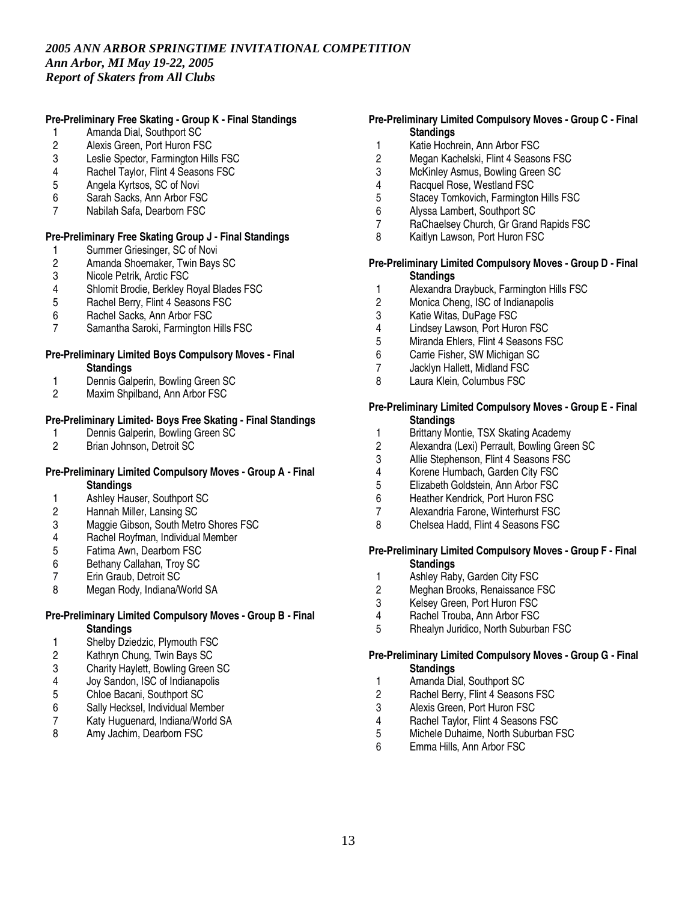*2005 ANN ARBOR SPRINGTIME INVITATIONAL COMPETITION*
*Ann Arbor, MI May 19-22, 2005*
*Report of Skaters from All Clubs*

**Pre-Preliminary Free Skating - Group K - Final Standings**

1. Amanda Dial, Southport SC
2. Alexis Green, Port Huron FSC
3. Leslie Spector, Farmington Hills FSC
4. Rachel Taylor, Flint 4 Seasons FSC
5. Angela Kyrtsos, SC of Novi
6. Sarah Sacks, Ann Arbor FSC
7. Nabilah Safa, Dearborn FSC

**Pre-Preliminary Free Skating Group J - Final Standings**

1. Summer Griesinger, SC of Novi
2. Amanda Shoemaker, Twin Bays SC
3. Nicole Petrik, Arctic FSC
4. Shlomit Brodie, Berkley Royal Blades FSC
5. Rachel Berry, Flint 4 Seasons FSC
6. Rachel Sacks, Ann Arbor FSC
7. Samantha Saroki, Farmington Hills FSC

**Pre-Preliminary Limited Boys Compulsory Moves - Final Standings**

1. Dennis Galperin, Bowling Green SC
2. Maxim Shpilband, Ann Arbor FSC

**Pre-Preliminary Limited- Boys Free Skating - Final Standings**

1. Dennis Galperin, Bowling Green SC
2. Brian Johnson, Detroit SC

**Pre-Preliminary Limited Compulsory Moves - Group A - Final Standings**

1. Ashley Hauser, Southport SC
2. Hannah Miller, Lansing SC
3. Maggie Gibson, South Metro Shores FSC
4. Rachel Royfman, Individual Member
5. Fatima Awn, Dearborn FSC
6. Bethany Callahan, Troy SC
7. Erin Graub, Detroit SC
8. Megan Rody, Indiana/World SA

**Pre-Preliminary Limited Compulsory Moves - Group B - Final Standings**

1. Shelby Dziedzic, Plymouth FSC
2. Kathryn Chung, Twin Bays SC
3. Charity Haylett, Bowling Green SC
4. Joy Sandon, ISC of Indianapolis
5. Chloe Bacani, Southport SC
6. Sally Hecksel, Individual Member
7. Katy Huguenard, Indiana/World SA
8. Amy Jachim, Dearborn FSC

**Pre-Preliminary Limited Compulsory Moves - Group C - Final Standings**

1. Katie Hochrein, Ann Arbor FSC
2. Megan Kachelski, Flint 4 Seasons FSC
3. McKinley Asmus, Bowling Green SC
4. Racquel Rose, Westland FSC
5. Stacey Tomkovich, Farmington Hills FSC
6. Alyssa Lambert, Southport SC
7. RaChaelsey Church, Gr Grand Rapids FSC
8. Kaitlyn Lawson, Port Huron FSC

**Pre-Preliminary Limited Compulsory Moves - Group D - Final Standings**

1. Alexandra Draybuck, Farmington Hills FSC
2. Monica Cheng, ISC of Indianapolis
3. Katie Witas, DuPage FSC
4. Lindsey Lawson, Port Huron FSC
5. Miranda Ehlers, Flint 4 Seasons FSC
6. Carrie Fisher, SW Michigan SC
7. Jacklyn Hallett, Midland FSC
8. Laura Klein, Columbus FSC

**Pre-Preliminary Limited Compulsory Moves - Group E - Final Standings**

1. Brittany Montie, TSX Skating Academy
2. Alexandra (Lexi) Perrault, Bowling Green SC
3. Allie Stephenson, Flint 4 Seasons FSC
4. Korene Humbach, Garden City FSC
5. Elizabeth Goldstein, Ann Arbor FSC
6. Heather Kendrick, Port Huron FSC
7. Alexandria Farone, Winterhurst FSC
8. Chelsea Hadd, Flint 4 Seasons FSC

**Pre-Preliminary Limited Compulsory Moves - Group F - Final Standings**

1. Ashley Raby, Garden City FSC
2. Meghan Brooks, Renaissance FSC
3. Kelsey Green, Port Huron FSC
4. Rachel Trouba, Ann Arbor FSC
5. Rhealyn Juridico, North Suburban FSC

**Pre-Preliminary Limited Compulsory Moves - Group G - Final Standings**

1. Amanda Dial, Southport SC
2. Rachel Berry, Flint 4 Seasons FSC
3. Alexis Green, Port Huron FSC
4. Rachel Taylor, Flint 4 Seasons FSC
5. Michele Duhaime, North Suburban FSC
6. Emma Hills, Ann Arbor FSC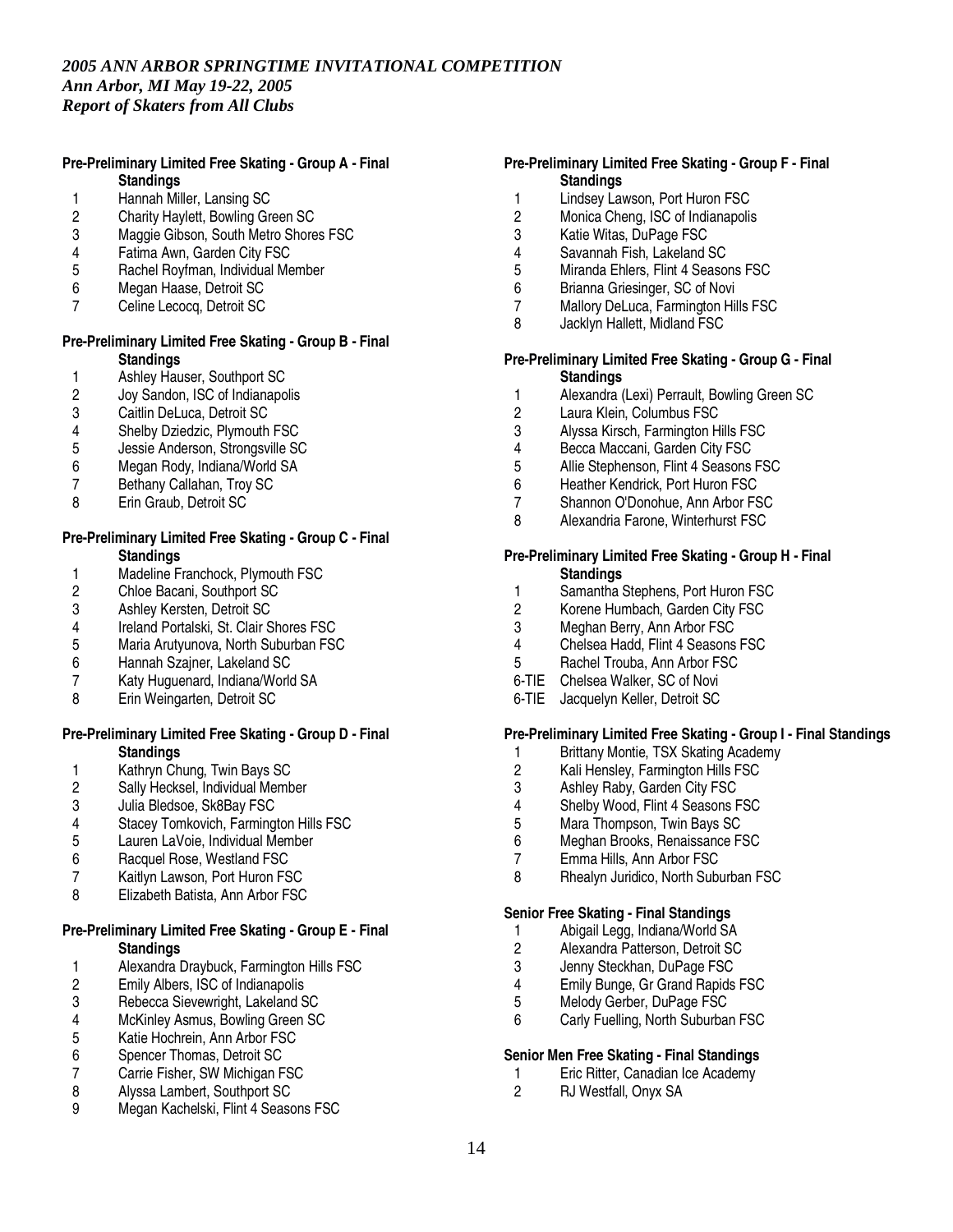*2005 ANN ARBOR SPRINGTIME INVITATIONAL COMPETITION*
*Ann Arbor, MI May 19-22, 2005*
*Report of Skaters from All Clubs*

**Pre-Preliminary Limited Free Skating - Group A - Final Standings**

1 Hannah Miller, Lansing SC
2 Charity Haylett, Bowling Green SC
3 Maggie Gibson, South Metro Shores FSC
4 Fatima Awn, Garden City FSC
5 Rachel Royfman, Individual Member
6 Megan Haase, Detroit SC
7 Celine Lecocq, Detroit SC

**Pre-Preliminary Limited Free Skating - Group B - Final Standings**

1 Ashley Hauser, Southport SC
2 Joy Sandon, ISC of Indianapolis
3 Caitlin DeLuca, Detroit SC
4 Shelby Dziedzic, Plymouth FSC
5 Jessie Anderson, Strongsville SC
6 Megan Rody, Indiana/World SA
7 Bethany Callahan, Troy SC
8 Erin Graub, Detroit SC

**Pre-Preliminary Limited Free Skating - Group C - Final Standings**

1 Madeline Franchock, Plymouth FSC
2 Chloe Bacani, Southport SC
3 Ashley Kersten, Detroit SC
4 Ireland Portalski, St. Clair Shores FSC
5 Maria Arutyunova, North Suburban FSC
6 Hannah Szajner, Lakeland SC
7 Katy Huguenard, Indiana/World SA
8 Erin Weingarten, Detroit SC

**Pre-Preliminary Limited Free Skating - Group D - Final Standings**

1 Kathryn Chung, Twin Bays SC
2 Sally Hecksel, Individual Member
3 Julia Bledsoe, Sk8Bay FSC
4 Stacey Tomkovich, Farmington Hills FSC
5 Lauren LaVoie, Individual Member
6 Racquel Rose, Westland FSC
7 Kaitlyn Lawson, Port Huron FSC
8 Elizabeth Batista, Ann Arbor FSC

**Pre-Preliminary Limited Free Skating - Group E - Final Standings**

1 Alexandra Draybuck, Farmington Hills FSC
2 Emily Albers, ISC of Indianapolis
3 Rebecca Sievewright, Lakeland SC
4 McKinley Asmus, Bowling Green SC
5 Katie Hochrein, Ann Arbor FSC
6 Spencer Thomas, Detroit SC
7 Carrie Fisher, SW Michigan FSC
8 Alyssa Lambert, Southport SC
9 Megan Kachelski, Flint 4 Seasons FSC

**Pre-Preliminary Limited Free Skating - Group F - Final Standings**

1 Lindsey Lawson, Port Huron FSC
2 Monica Cheng, ISC of Indianapolis
3 Katie Witas, DuPage FSC
4 Savannah Fish, Lakeland SC
5 Miranda Ehlers, Flint 4 Seasons FSC
6 Brianna Griesinger, SC of Novi
7 Mallory DeLuca, Farmington Hills FSC
8 Jacklyn Hallett, Midland FSC

**Pre-Preliminary Limited Free Skating - Group G - Final Standings**

1 Alexandra (Lexi) Perrault, Bowling Green SC
2 Laura Klein, Columbus FSC
3 Alyssa Kirsch, Farmington Hills FSC
4 Becca Maccani, Garden City FSC
5 Allie Stephenson, Flint 4 Seasons FSC
6 Heather Kendrick, Port Huron FSC
7 Shannon O'Donohue, Ann Arbor FSC
8 Alexandria Farone, Winterhurst FSC

**Pre-Preliminary Limited Free Skating - Group H - Final Standings**

1 Samantha Stephens, Port Huron FSC
2 Korene Humbach, Garden City FSC
3 Meghan Berry, Ann Arbor FSC
4 Chelsea Hadd, Flint 4 Seasons FSC
5 Rachel Trouba, Ann Arbor FSC
6-TIE Chelsea Walker, SC of Novi
6-TIE Jacquelyn Keller, Detroit SC

**Pre-Preliminary Limited Free Skating - Group I - Final Standings**

1 Brittany Montie, TSX Skating Academy
2 Kali Hensley, Farmington Hills FSC
3 Ashley Raby, Garden City FSC
4 Shelby Wood, Flint 4 Seasons FSC
5 Mara Thompson, Twin Bays SC
6 Meghan Brooks, Renaissance FSC
7 Emma Hills, Ann Arbor FSC
8 Rhealyn Juridico, North Suburban FSC

**Senior Free Skating - Final Standings**

1 Abigail Legg, Indiana/World SA
2 Alexandra Patterson, Detroit SC
3 Jenny Steckhan, DuPage FSC
4 Emily Bunge, Gr Grand Rapids FSC
5 Melody Gerber, DuPage FSC
6 Carly Fuelling, North Suburban FSC

**Senior Men Free Skating - Final Standings**

1 Eric Ritter, Canadian Ice Academy
2 RJ Westfall, Onyx SA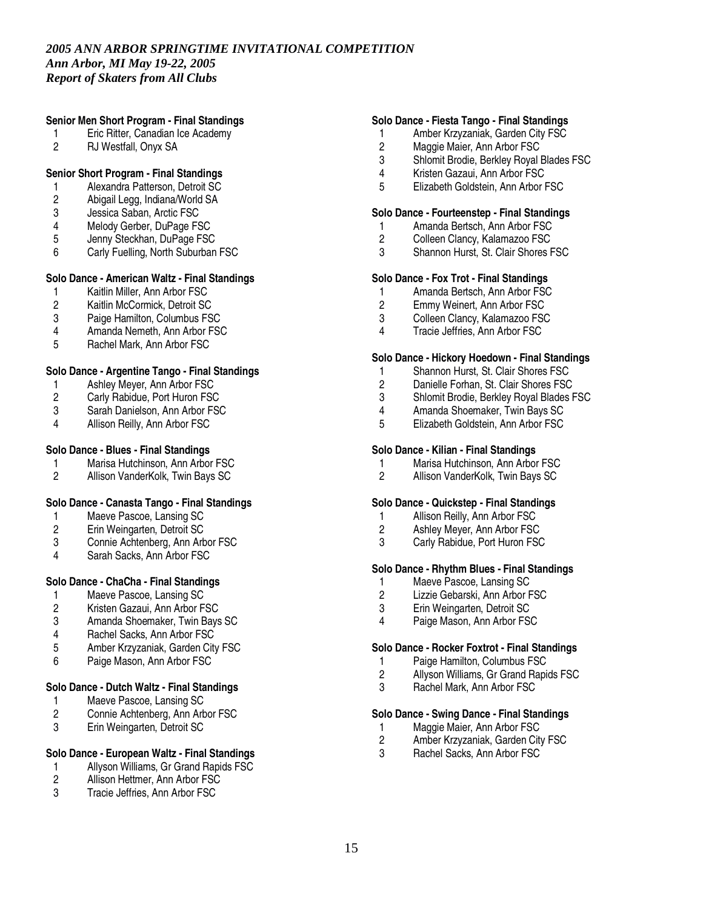*2005 ANN ARBOR SPRINGTIME INVITATIONAL COMPETITION*
*Ann Arbor, MI May 19-22, 2005*
*Report of Skaters from All Clubs*

**Senior Men Short Program - Final Standings**
1 Eric Ritter, Canadian Ice Academy
2 RJ Westfall, Onyx SA

**Senior Short Program - Final Standings**
1 Alexandra Patterson, Detroit SC
2 Abigail Legg, Indiana/World SA
3 Jessica Saban, Arctic FSC
4 Melody Gerber, DuPage FSC
5 Jenny Steckhan, DuPage FSC
6 Carly Fuelling, North Suburban FSC

**Solo Dance - American Waltz - Final Standings**
1 Kaitlin Miller, Ann Arbor FSC
2 Kaitlin McCormick, Detroit SC
3 Paige Hamilton, Columbus FSC
4 Amanda Nemeth, Ann Arbor FSC
5 Rachel Mark, Ann Arbor FSC

**Solo Dance - Argentine Tango - Final Standings**
1 Ashley Meyer, Ann Arbor FSC
2 Carly Rabidue, Port Huron FSC
3 Sarah Danielson, Ann Arbor FSC
4 Allison Reilly, Ann Arbor FSC

**Solo Dance - Blues - Final Standings**
1 Marisa Hutchinson, Ann Arbor FSC
2 Allison VanderKolk, Twin Bays SC

**Solo Dance - Canasta Tango - Final Standings**
1 Maeve Pascoe, Lansing SC
2 Erin Weingarten, Detroit SC
3 Connie Achtenberg, Ann Arbor FSC
4 Sarah Sacks, Ann Arbor FSC

**Solo Dance - ChaCha - Final Standings**
1 Maeve Pascoe, Lansing SC
2 Kristen Gazaui, Ann Arbor FSC
3 Amanda Shoemaker, Twin Bays SC
4 Rachel Sacks, Ann Arbor FSC
5 Amber Krzyzaniak, Garden City FSC
6 Paige Mason, Ann Arbor FSC

**Solo Dance - Dutch Waltz - Final Standings**
1 Maeve Pascoe, Lansing SC
2 Connie Achtenberg, Ann Arbor FSC
3 Erin Weingarten, Detroit SC

**Solo Dance - European Waltz - Final Standings**
1 Allyson Williams, Gr Grand Rapids FSC
2 Allison Hettmer, Ann Arbor FSC
3 Tracie Jeffries, Ann Arbor FSC

**Solo Dance - Fiesta Tango - Final Standings**
1 Amber Krzyzaniak, Garden City FSC
2 Maggie Maier, Ann Arbor FSC
3 Shlomit Brodie, Berkley Royal Blades FSC
4 Kristen Gazaui, Ann Arbor FSC
5 Elizabeth Goldstein, Ann Arbor FSC

**Solo Dance - Fourteenstep - Final Standings**
1 Amanda Bertsch, Ann Arbor FSC
2 Colleen Clancy, Kalamazoo FSC
3 Shannon Hurst, St. Clair Shores FSC

**Solo Dance - Fox Trot - Final Standings**
1 Amanda Bertsch, Ann Arbor FSC
2 Emmy Weinert, Ann Arbor FSC
3 Colleen Clancy, Kalamazoo FSC
4 Tracie Jeffries, Ann Arbor FSC

**Solo Dance - Hickory Hoedown - Final Standings**
1 Shannon Hurst, St. Clair Shores FSC
2 Danielle Forhan, St. Clair Shores FSC
3 Shlomit Brodie, Berkley Royal Blades FSC
4 Amanda Shoemaker, Twin Bays SC
5 Elizabeth Goldstein, Ann Arbor FSC

**Solo Dance - Kilian - Final Standings**
1 Marisa Hutchinson, Ann Arbor FSC
2 Allison VanderKolk, Twin Bays SC

**Solo Dance - Quickstep - Final Standings**
1 Allison Reilly, Ann Arbor FSC
2 Ashley Meyer, Ann Arbor FSC
3 Carly Rabidue, Port Huron FSC

**Solo Dance - Rhythm Blues - Final Standings**
1 Maeve Pascoe, Lansing SC
2 Lizzie Gebarski, Ann Arbor FSC
3 Erin Weingarten, Detroit SC
4 Paige Mason, Ann Arbor FSC

**Solo Dance - Rocker Foxtrot - Final Standings**
1 Paige Hamilton, Columbus FSC
2 Allyson Williams, Gr Grand Rapids FSC
3 Rachel Mark, Ann Arbor FSC

**Solo Dance - Swing Dance - Final Standings**
1 Maggie Maier, Ann Arbor FSC
2 Amber Krzyzaniak, Garden City FSC
3 Rachel Sacks, Ann Arbor FSC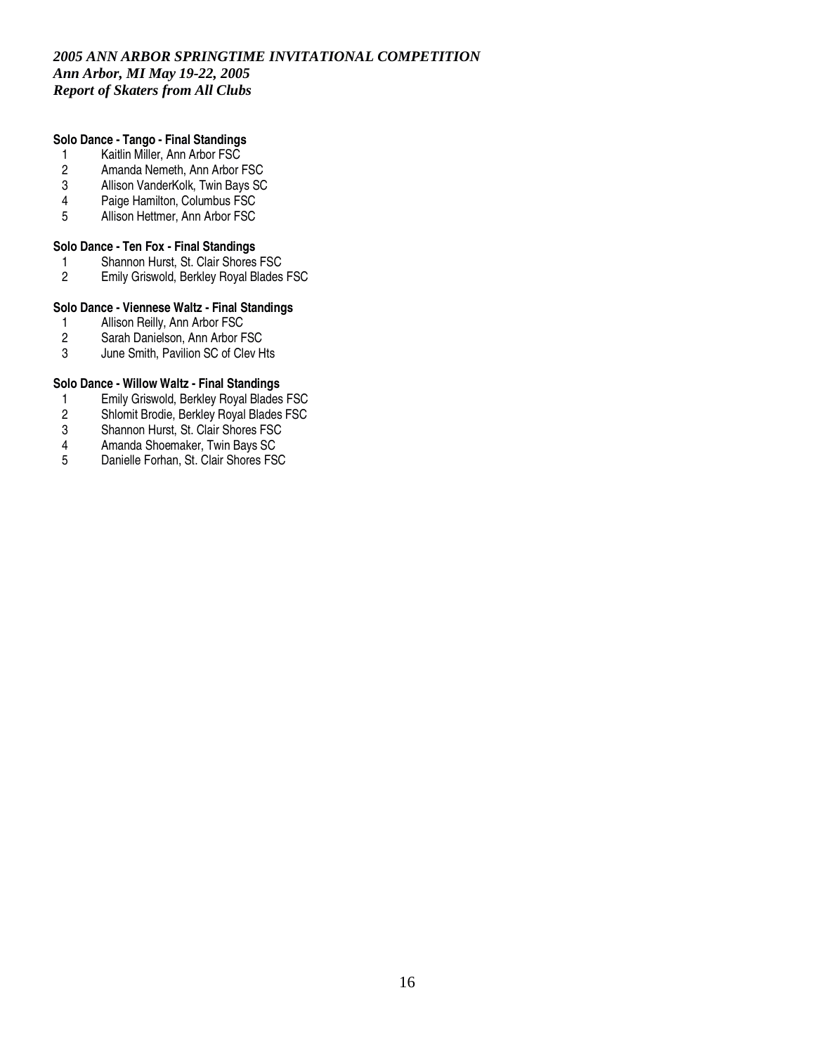*2005 ANN ARBOR SPRINGTIME INVITATIONAL COMPETITION*
*Ann Arbor, MI May 19-22, 2005*
*Report of Skaters from All Clubs*

**Solo Dance - Tango - Final Standings**

1. Kaitlin Miller, Ann Arbor FSC
2. Amanda Nemeth, Ann Arbor FSC
3. Allison VanderKolk, Twin Bays SC
4. Paige Hamilton, Columbus FSC
5. Allison Hettmer, Ann Arbor FSC

**Solo Dance - Ten Fox - Final Standings**

1. Shannon Hurst, St. Clair Shores FSC
2. Emily Griswold, Berkley Royal Blades FSC

**Solo Dance - Viennese Waltz - Final Standings**

1. Allison Reilly, Ann Arbor FSC
2. Sarah Danielson, Ann Arbor FSC
3. June Smith, Pavilion SC of Clev Hts

**Solo Dance - Willow Waltz - Final Standings**

1. Emily Griswold, Berkley Royal Blades FSC
2. Shlomit Brodie, Berkley Royal Blades FSC
3. Shannon Hurst, St. Clair Shores FSC
4. Amanda Shoemaker, Twin Bays SC
5. Danielle Forhan, St. Clair Shores FSC